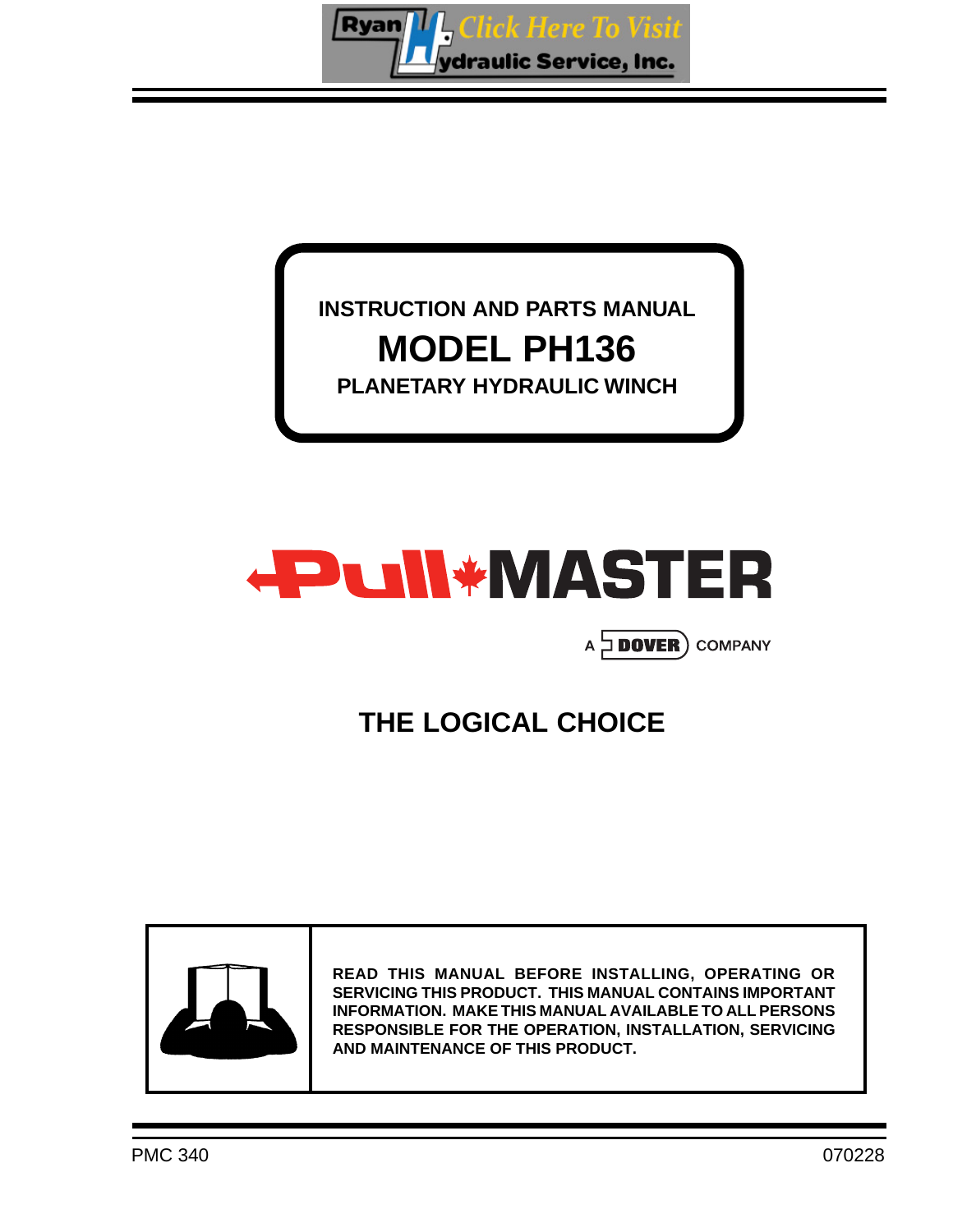Ryan Hydraulic Service, Inc. Click Here To Visit

**INSTRUCTION AND PARTS MANUAL**

# MODEL PH136

**PLANETARY HYDRAULIC WINCH**

# PullMASTER

A DOVER COMPANY

## THE LOGICAL CHOICE

**READ THIS MANUAL BEFORE INSTALLING, OPERATING OR SERVICING THIS PRODUCT. THIS MANUAL CONTAINS IMPORTANT INFORMATION. MAKE THIS MANUAL AVAILABLE TO ALL PERSONS RESPONSIBLE FOR THE OPERATION, INSTALLATION, SERVICING AND MAINTENANCE OF THIS PRODUCT.**

PMC 340 070228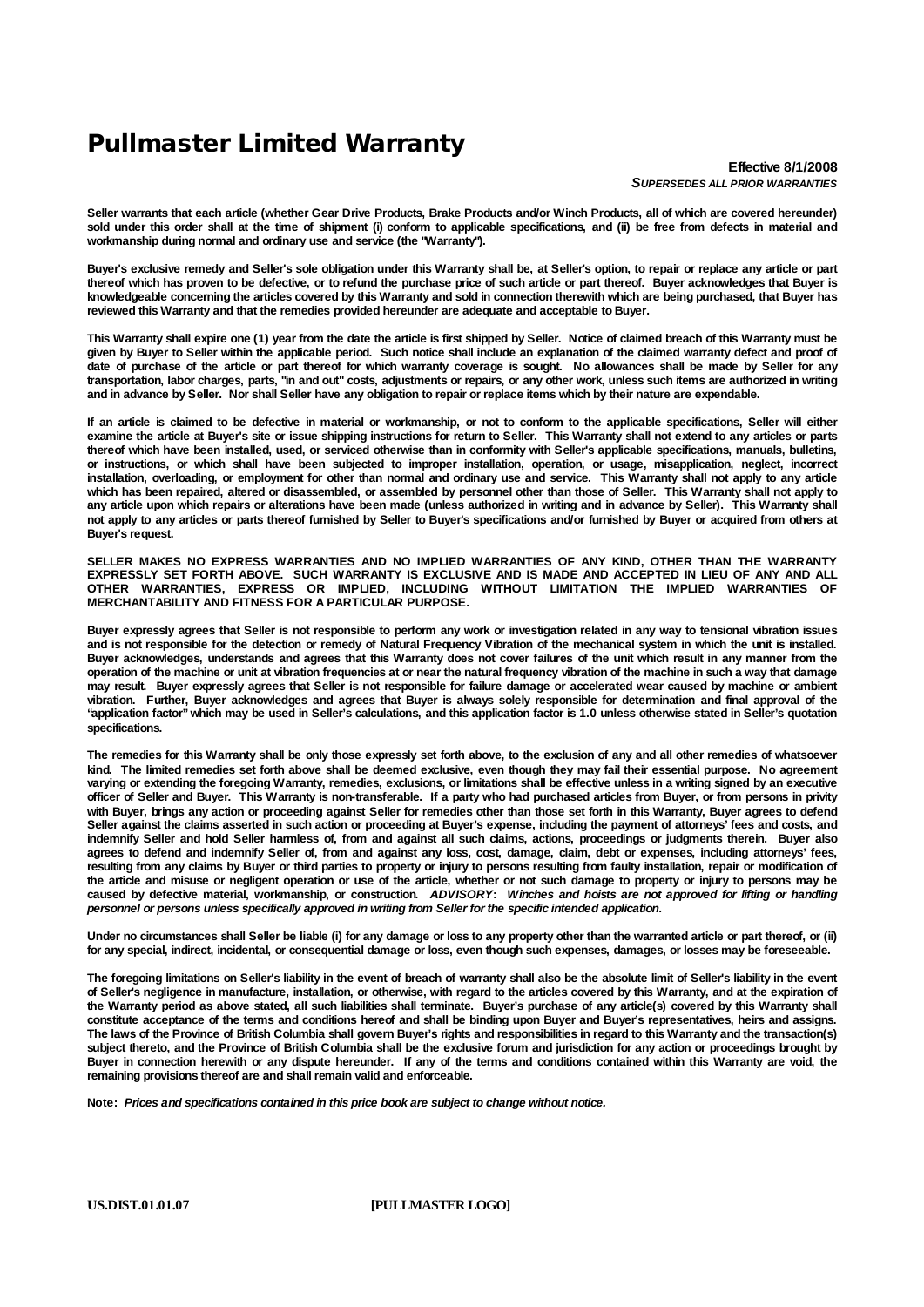# Pullmaster Limited Warranty

**Effective 8/1/2008**
***SUPERSEDES ALL PRIOR WARRANTIES***

**Seller warrants that each article (whether Gear Drive Products, Brake Products and/or Winch Products, all of which are covered hereunder) sold under this order shall at the time of shipment (i) conform to applicable specifications, and (ii) be free from defects in material and workmanship during normal and ordinary use and service (the "Warranty").**

**Buyer's exclusive remedy and Seller's sole obligation under this Warranty shall be, at Seller's option, to repair or replace any article or part thereof which has proven to be defective, or to refund the purchase price of such article or part thereof. Buyer acknowledges that Buyer is knowledgeable concerning the articles covered by this Warranty and sold in connection therewith which are being purchased, that Buyer has reviewed this Warranty and that the remedies provided hereunder are adequate and acceptable to Buyer.**

**This Warranty shall expire one (1) year from the date the article is first shipped by Seller. Notice of claimed breach of this Warranty must be given by Buyer to Seller within the applicable period. Such notice shall include an explanation of the claimed warranty defect and proof of date of purchase of the article or part thereof for which warranty coverage is sought. No allowances shall be made by Seller for any transportation, labor charges, parts, "in and out" costs, adjustments or repairs, or any other work, unless such items are authorized in writing and in advance by Seller. Nor shall Seller have any obligation to repair or replace items which by their nature are expendable.**

**If an article is claimed to be defective in material or workmanship, or not to conform to the applicable specifications, Seller will either examine the article at Buyer's site or issue shipping instructions for return to Seller. This Warranty shall not extend to any articles or parts thereof which have been installed, used, or serviced otherwise than in conformity with Seller's applicable specifications, manuals, bulletins, or instructions, or which shall have been subjected to improper installation, operation, or usage, misapplication, neglect, incorrect installation, overloading, or employment for other than normal and ordinary use and service. This Warranty shall not apply to any article which has been repaired, altered or disassembled, or assembled by personnel other than those of Seller. This Warranty shall not apply to any article upon which repairs or alterations have been made (unless authorized in writing and in advance by Seller). This Warranty shall not apply to any articles or parts thereof furnished by Seller to Buyer's specifications and/or furnished by Buyer or acquired from others at Buyer's request.**

**SELLER MAKES NO EXPRESS WARRANTIES AND NO IMPLIED WARRANTIES OF ANY KIND, OTHER THAN THE WARRANTY EXPRESSLY SET FORTH ABOVE. SUCH WARRANTY IS EXCLUSIVE AND IS MADE AND ACCEPTED IN LIEU OF ANY AND ALL OTHER WARRANTIES, EXPRESS OR IMPLIED, INCLUDING WITHOUT LIMITATION THE IMPLIED WARRANTIES OF MERCHANTABILITY AND FITNESS FOR A PARTICULAR PURPOSE.**

**Buyer expressly agrees that Seller is not responsible to perform any work or investigation related in any way to tensional vibration issues and is not responsible for the detection or remedy of Natural Frequency Vibration of the mechanical system in which the unit is installed. Buyer acknowledges, understands and agrees that this Warranty does not cover failures of the unit which result in any manner from the operation of the machine or unit at vibration frequencies at or near the natural frequency vibration of the machine in such a way that damage may result. Buyer expressly agrees that Seller is not responsible for failure damage or accelerated wear caused by machine or ambient vibration. Further, Buyer acknowledges and agrees that Buyer is always solely responsible for determination and final approval of the "application factor" which may be used in Seller's calculations, and this application factor is 1.0 unless otherwise stated in Seller's quotation specifications.**

**The remedies for this Warranty shall be only those expressly set forth above, to the exclusion of any and all other remedies of whatsoever kind. The limited remedies set forth above shall be deemed exclusive, even though they may fail their essential purpose. No agreement varying or extending the foregoing Warranty, remedies, exclusions, or limitations shall be effective unless in a writing signed by an executive officer of Seller and Buyer. This Warranty is non-transferable. If a party who had purchased articles from Buyer, or from persons in privity with Buyer, brings any action or proceeding against Seller for remedies other than those set forth in this Warranty, Buyer agrees to defend Seller against the claims asserted in such action or proceeding at Buyer's expense, including the payment of attorneys' fees and costs, and indemnify Seller and hold Seller harmless of, from and against all such claims, actions, proceedings or judgments therein. Buyer also agrees to defend and indemnify Seller of, from and against any loss, cost, damage, claim, debt or expenses, including attorneys' fees, resulting from any claims by Buyer or third parties to property or injury to persons resulting from faulty installation, repair or modification of the article and misuse or negligent operation or use of the article, whether or not such damage to property or injury to persons may be caused by defective material, workmanship, or construction. *ADVISORY: Winches and hoists are not approved for lifting or handling personnel or persons unless specifically approved in writing from Seller for the specific intended application.***

**Under no circumstances shall Seller be liable (i) for any damage or loss to any property other than the warranted article or part thereof, or (ii) for any special, indirect, incidental, or consequential damage or loss, even though such expenses, damages, or losses may be foreseeable.**

**The foregoing limitations on Seller's liability in the event of breach of warranty shall also be the absolute limit of Seller's liability in the event of Seller's negligence in manufacture, installation, or otherwise, with regard to the articles covered by this Warranty, and at the expiration of the Warranty period as above stated, all such liabilities shall terminate. Buyer's purchase of any article(s) covered by this Warranty shall constitute acceptance of the terms and conditions hereof and shall be binding upon Buyer and Buyer's representatives, heirs and assigns. The laws of the Province of British Columbia shall govern Buyer's rights and responsibilities in regard to this Warranty and the transaction(s) subject thereto, and the Province of British Columbia shall be the exclusive forum and jurisdiction for any action or proceedings brought by Buyer in connection herewith or any dispute hereunder. If any of the terms and conditions contained within this Warranty are void, the remaining provisions thereof are and shall remain valid and enforceable.**

**Note:** ***Prices and specifications contained in this price book are subject to change without notice.***

**US.DIST.01.01.07** **[PULLMASTER LOGO]**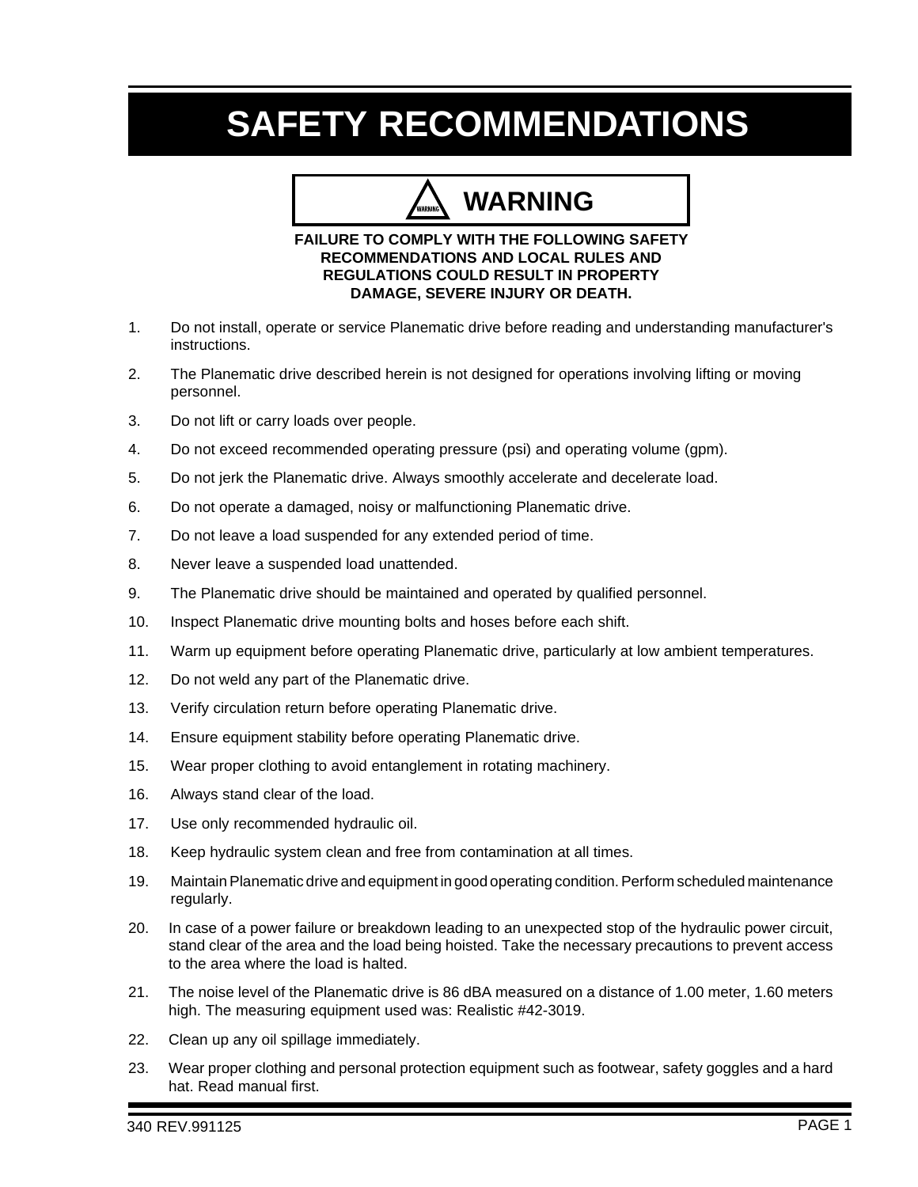# SAFETY RECOMMENDATIONS

**WARNING**

**FAILURE TO COMPLY WITH THE FOLLOWING SAFETY RECOMMENDATIONS AND LOCAL RULES AND REGULATIONS COULD RESULT IN PROPERTY DAMAGE, SEVERE INJURY OR DEATH.**

1. Do not install, operate or service Planematic drive before reading and understanding manufacturer's instructions.
2. The Planematic drive described herein is not designed for operations involving lifting or moving personnel.
3. Do not lift or carry loads over people.
4. Do not exceed recommended operating pressure (psi) and operating volume (gpm).
5. Do not jerk the Planematic drive. Always smoothly accelerate and decelerate load.
6. Do not operate a damaged, noisy or malfunctioning Planematic drive.
7. Do not leave a load suspended for any extended period of time.
8. Never leave a suspended load unattended.
9. The Planematic drive should be maintained and operated by qualified personnel.
10. Inspect Planematic drive mounting bolts and hoses before each shift.
11. Warm up equipment before operating Planematic drive, particularly at low ambient temperatures.
12. Do not weld any part of the Planematic drive.
13. Verify circulation return before operating Planematic drive.
14. Ensure equipment stability before operating Planematic drive.
15. Wear proper clothing to avoid entanglement in rotating machinery.
16. Always stand clear of the load.
17. Use only recommended hydraulic oil.
18. Keep hydraulic system clean and free from contamination at all times.
19. Maintain Planematic drive and equipment in good operating condition. Perform scheduled maintenance regularly.
20. In case of a power failure or breakdown leading to an unexpected stop of the hydraulic power circuit, stand clear of the area and the load being hoisted. Take the necessary precautions to prevent access to the area where the load is halted.
21. The noise level of the Planematic drive is 86 dBA measured on a distance of 1.00 meter, 1.60 meters high. The measuring equipment used was: Realistic #42-3019.
22. Clean up any oil spillage immediately.
23. Wear proper clothing and personal protection equipment such as footwear, safety goggles and a hard hat. Read manual first.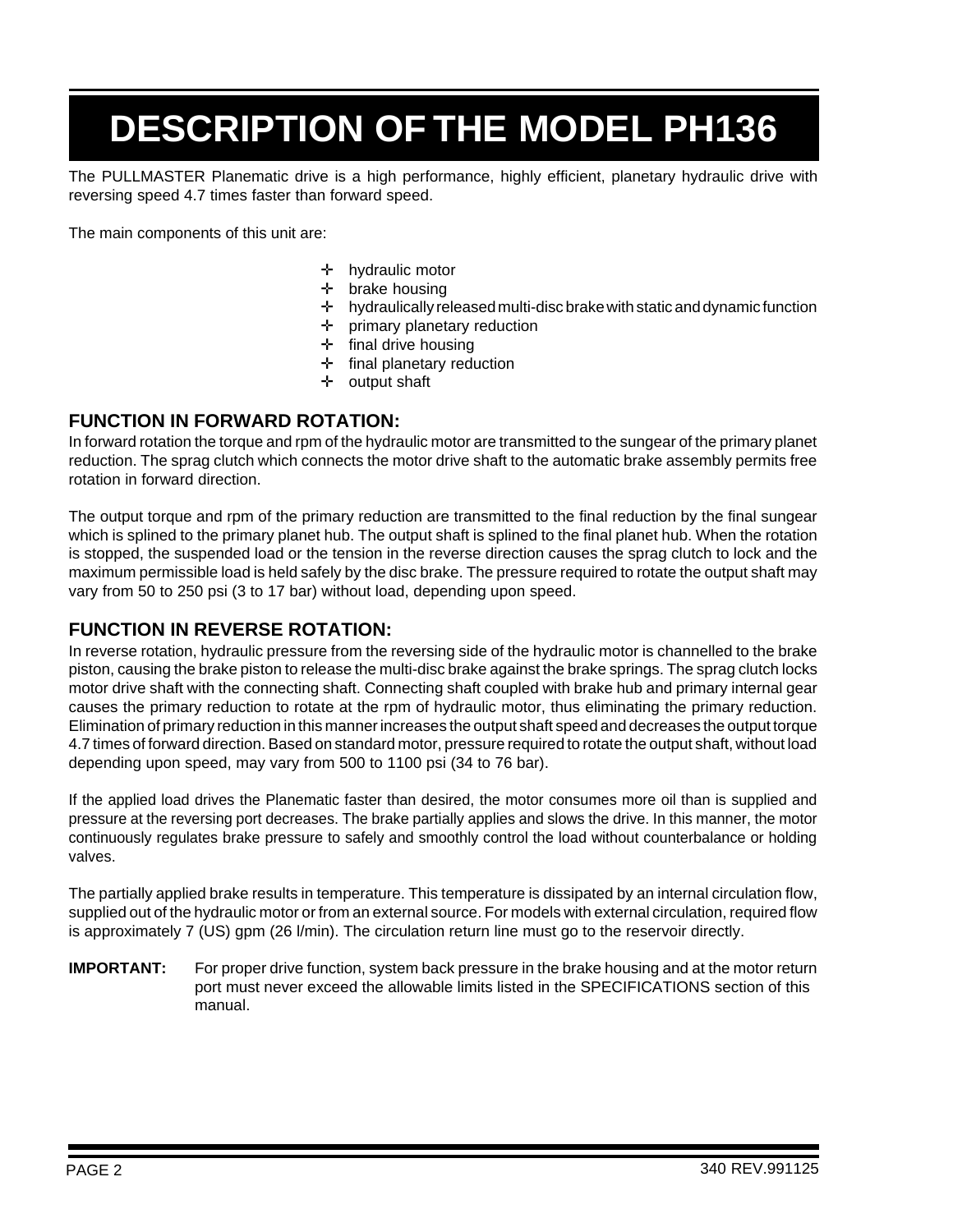# DESCRIPTION OF THE MODEL PH136

The PULLMASTER Planematic drive is a high performance, highly efficient, planetary hydraulic drive with reversing speed 4.7 times faster than forward speed.

The main components of this unit are:

- hydraulic motor
- brake housing
- hydraulically released multi-disc brake with static and dynamic function
- primary planetary reduction
- final drive housing
- final planetary reduction
- output shaft

## FUNCTION IN FORWARD ROTATION:

In forward rotation the torque and rpm of the hydraulic motor are transmitted to the sungear of the primary planet reduction. The sprag clutch which connects the motor drive shaft to the automatic brake assembly permits free rotation in forward direction.

The output torque and rpm of the primary reduction are transmitted to the final reduction by the final sungear which is splined to the primary planet hub. The output shaft is splined to the final planet hub. When the rotation is stopped, the suspended load or the tension in the reverse direction causes the sprag clutch to lock and the maximum permissible load is held safely by the disc brake. The pressure required to rotate the output shaft may vary from 50 to 250 psi (3 to 17 bar) without load, depending upon speed.

## FUNCTION IN REVERSE ROTATION:

In reverse rotation, hydraulic pressure from the reversing side of the hydraulic motor is channelled to the brake piston, causing the brake piston to release the multi-disc brake against the brake springs. The sprag clutch locks motor drive shaft with the connecting shaft. Connecting shaft coupled with brake hub and primary internal gear causes the primary reduction to rotate at the rpm of hydraulic motor, thus eliminating the primary reduction. Elimination of primary reduction in this manner increases the output shaft speed and decreases the output torque 4.7 times of forward direction. Based on standard motor, pressure required to rotate the output shaft, without load depending upon speed, may vary from 500 to 1100 psi (34 to 76 bar).

If the applied load drives the Planematic faster than desired, the motor consumes more oil than is supplied and pressure at the reversing port decreases. The brake partially applies and slows the drive. In this manner, the motor continuously regulates brake pressure to safely and smoothly control the load without counterbalance or holding valves.

The partially applied brake results in temperature. This temperature is dissipated by an internal circulation flow, supplied out of the hydraulic motor or from an external source. For models with external circulation, required flow is approximately 7 (US) gpm (26 l/min). The circulation return line must go to the reservoir directly.

**IMPORTANT:** For proper drive function, system back pressure in the brake housing and at the motor return port must never exceed the allowable limits listed in the SPECIFICATIONS section of this manual.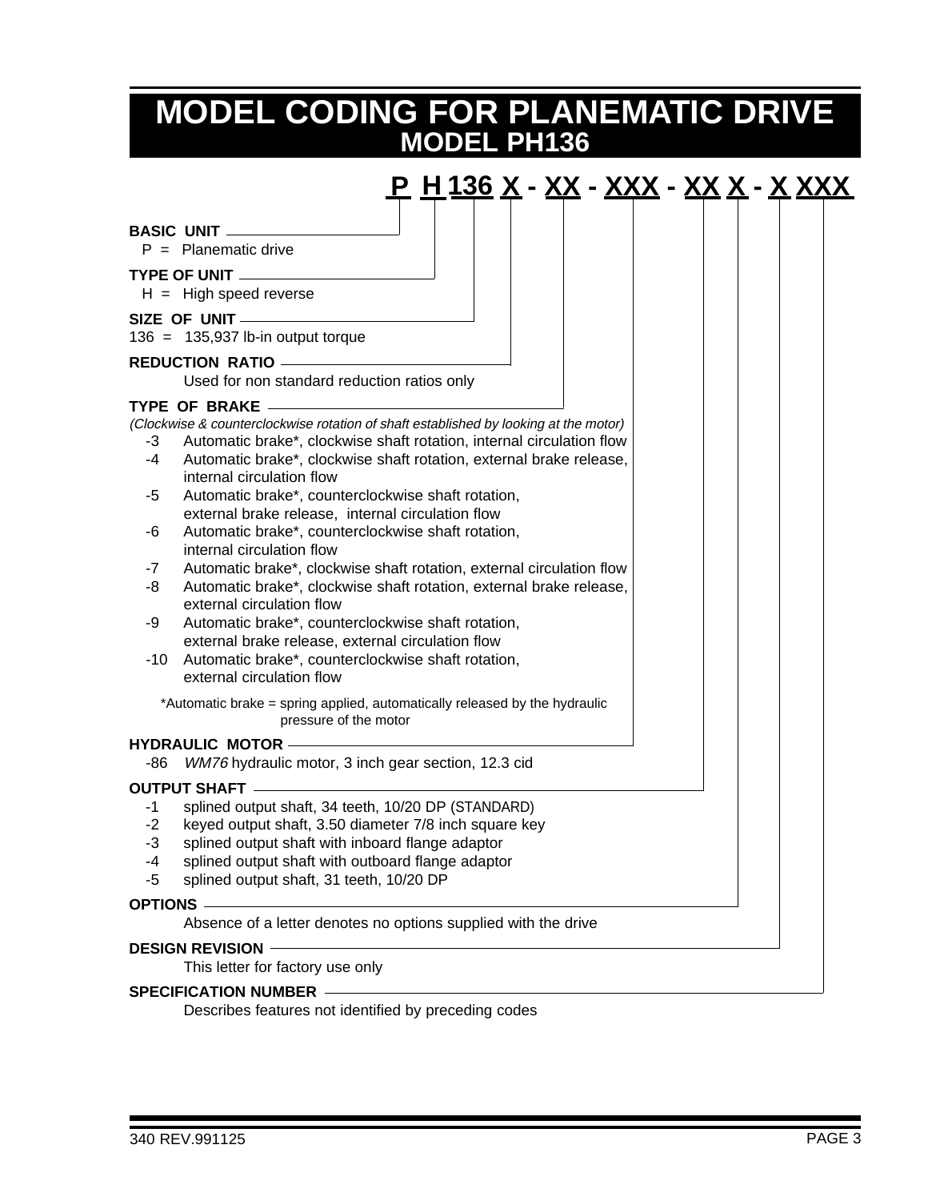# MODEL CODING FOR PLANEMATIC DRIVE
## MODEL PH136

**P H 136 X - XX - XXX - XX X - X XXX**

**BASIC UNIT**
P = Planematic drive

**TYPE OF UNIT**
H = High speed reverse

**SIZE OF UNIT**
136 = 135,937 lb-in output torque

**REDUCTION RATIO**
Used for non standard reduction ratios only

**TYPE OF BRAKE**
*(Clockwise & counterclockwise rotation of shaft established by looking at the motor)*

- -3 Automatic brake*, clockwise shaft rotation, internal circulation flow
- -4 Automatic brake*, clockwise shaft rotation, external brake release, internal circulation flow
- -5 Automatic brake*, counterclockwise shaft rotation, external brake release, internal circulation flow
- -6 Automatic brake*, counterclockwise shaft rotation, internal circulation flow
- -7 Automatic brake*, clockwise shaft rotation, external circulation flow
- -8 Automatic brake*, clockwise shaft rotation, external brake release, external circulation flow
- -9 Automatic brake*, counterclockwise shaft rotation, external brake release, external circulation flow
- -10 Automatic brake*, counterclockwise shaft rotation, external circulation flow

*Automatic brake = spring applied, automatically released by the hydraulic pressure of the motor

**HYDRAULIC MOTOR**
- -86 *WM76* hydraulic motor, 3 inch gear section, 12.3 cid

**OUTPUT SHAFT**
- -1 splined output shaft, 34 teeth, 10/20 DP (STANDARD)
- -2 keyed output shaft, 3.50 diameter 7/8 inch square key
- -3 splined output shaft with inboard flange adaptor
- -4 splined output shaft with outboard flange adaptor
- -5 splined output shaft, 31 teeth, 10/20 DP

**OPTIONS**
Absence of a letter denotes no options supplied with the drive

**DESIGN REVISION**
This letter for factory use only

**SPECIFICATION NUMBER**
Describes features not identified by preceding codes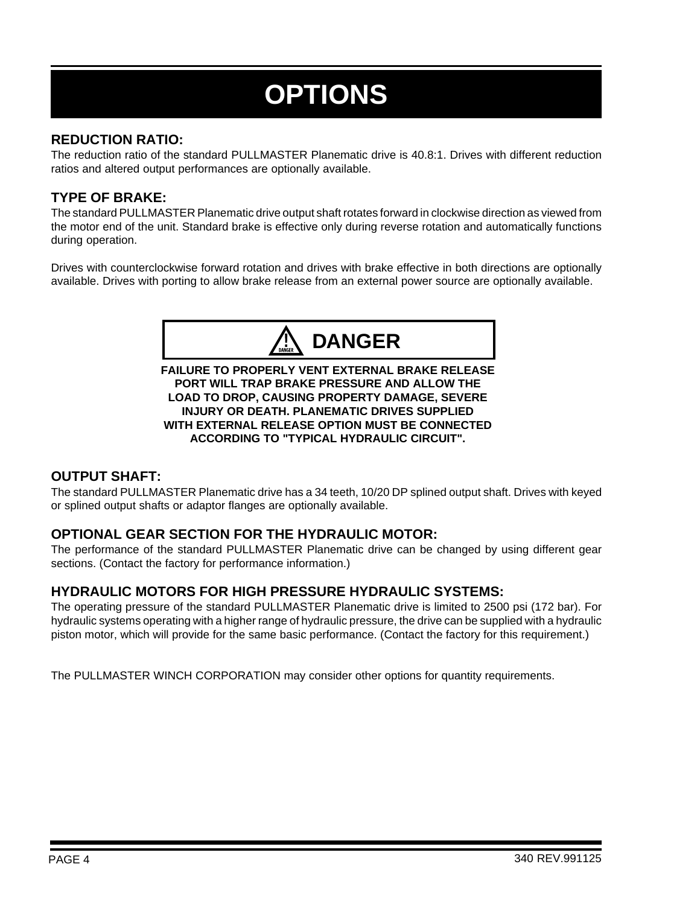# OPTIONS

## REDUCTION RATIO:

The reduction ratio of the standard PULLMASTER Planematic drive is 40.8:1. Drives with different reduction ratios and altered output performances are optionally available.

## TYPE OF BRAKE:

The standard PULLMASTER Planematic drive output shaft rotates forward in clockwise direction as viewed from the motor end of the unit. Standard brake is effective only during reverse rotation and automatically functions during operation.

Drives with counterclockwise forward rotation and drives with brake effective in both directions are optionally available. Drives with porting to allow brake release from an external power source are optionally available.

> **⚠ DANGER**
>
> **FAILURE TO PROPERLY VENT EXTERNAL BRAKE RELEASE PORT WILL TRAP BRAKE PRESSURE AND ALLOW THE LOAD TO DROP, CAUSING PROPERTY DAMAGE, SEVERE INJURY OR DEATH. PLANEMATIC DRIVES SUPPLIED WITH EXTERNAL RELEASE OPTION MUST BE CONNECTED ACCORDING TO "TYPICAL HYDRAULIC CIRCUIT".**

## OUTPUT SHAFT:

The standard PULLMASTER Planematic drive has a 34 teeth, 10/20 DP splined output shaft. Drives with keyed or splined output shafts or adaptor flanges are optionally available.

## OPTIONAL GEAR SECTION FOR THE HYDRAULIC MOTOR:

The performance of the standard PULLMASTER Planematic drive can be changed by using different gear sections. (Contact the factory for performance information.)

## HYDRAULIC MOTORS FOR HIGH PRESSURE HYDRAULIC SYSTEMS:

The operating pressure of the standard PULLMASTER Planematic drive is limited to 2500 psi (172 bar). For hydraulic systems operating with a higher range of hydraulic pressure, the drive can be supplied with a hydraulic piston motor, which will provide for the same basic performance. (Contact the factory for this requirement.)

The PULLMASTER WINCH CORPORATION may consider other options for quantity requirements.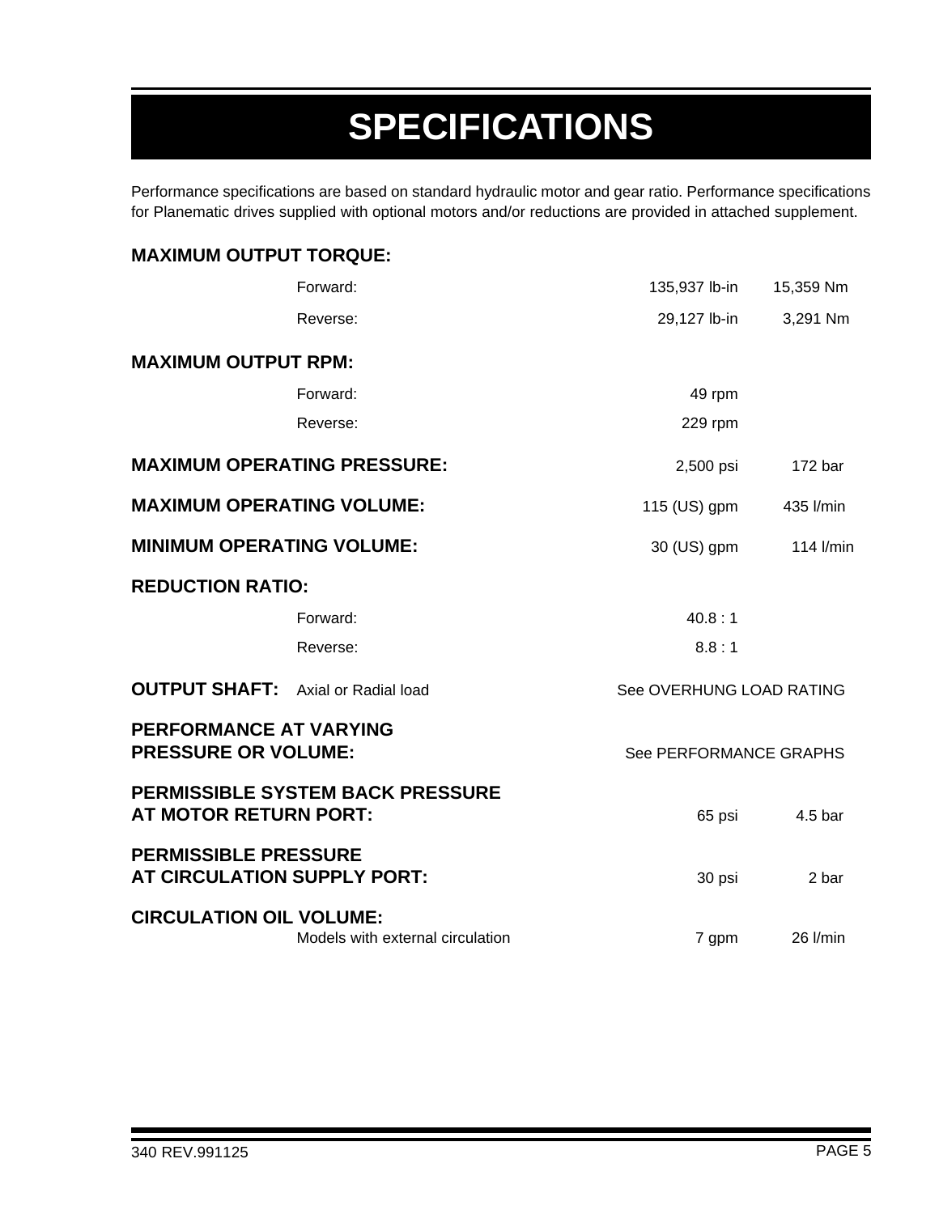# SPECIFICATIONS

Performance specifications are based on standard hydraulic motor and gear ratio. Performance specifications for Planematic drives supplied with optional motors and/or reductions are provided in attached supplement.

| | | | |
|---|---|---|---|
| **MAXIMUM OUTPUT TORQUE:** | | | |
| | Forward: | 135,937 lb-in | 15,359 Nm |
| | Reverse: | 29,127 lb-in | 3,291 Nm |
| **MAXIMUM OUTPUT RPM:** | | | |
| | Forward: | 49 rpm | |
| | Reverse: | 229 rpm | |
| **MAXIMUM OPERATING PRESSURE:** | | 2,500 psi | 172 bar |
| **MAXIMUM OPERATING VOLUME:** | | 115 (US) gpm | 435 l/min |
| **MINIMUM OPERATING VOLUME:** | | 30 (US) gpm | 114 l/min |
| **REDUCTION RATIO:** | | | |
| | Forward: | 40.8 : 1 | |
| | Reverse: | 8.8 : 1 | |
| **OUTPUT SHAFT:** | Axial or Radial load | See OVERHUNG LOAD RATING | |
| **PERFORMANCE AT VARYING PRESSURE OR VOLUME:** | | See PERFORMANCE GRAPHS | |
| **PERMISSIBLE SYSTEM BACK PRESSURE AT MOTOR RETURN PORT:** | | 65 psi | 4.5 bar |
| **PERMISSIBLE PRESSURE AT CIRCULATION SUPPLY PORT:** | | 30 psi | 2 bar |
| **CIRCULATION OIL VOLUME:** | | | |
| | Models with external circulation | 7 gpm | 26 l/min |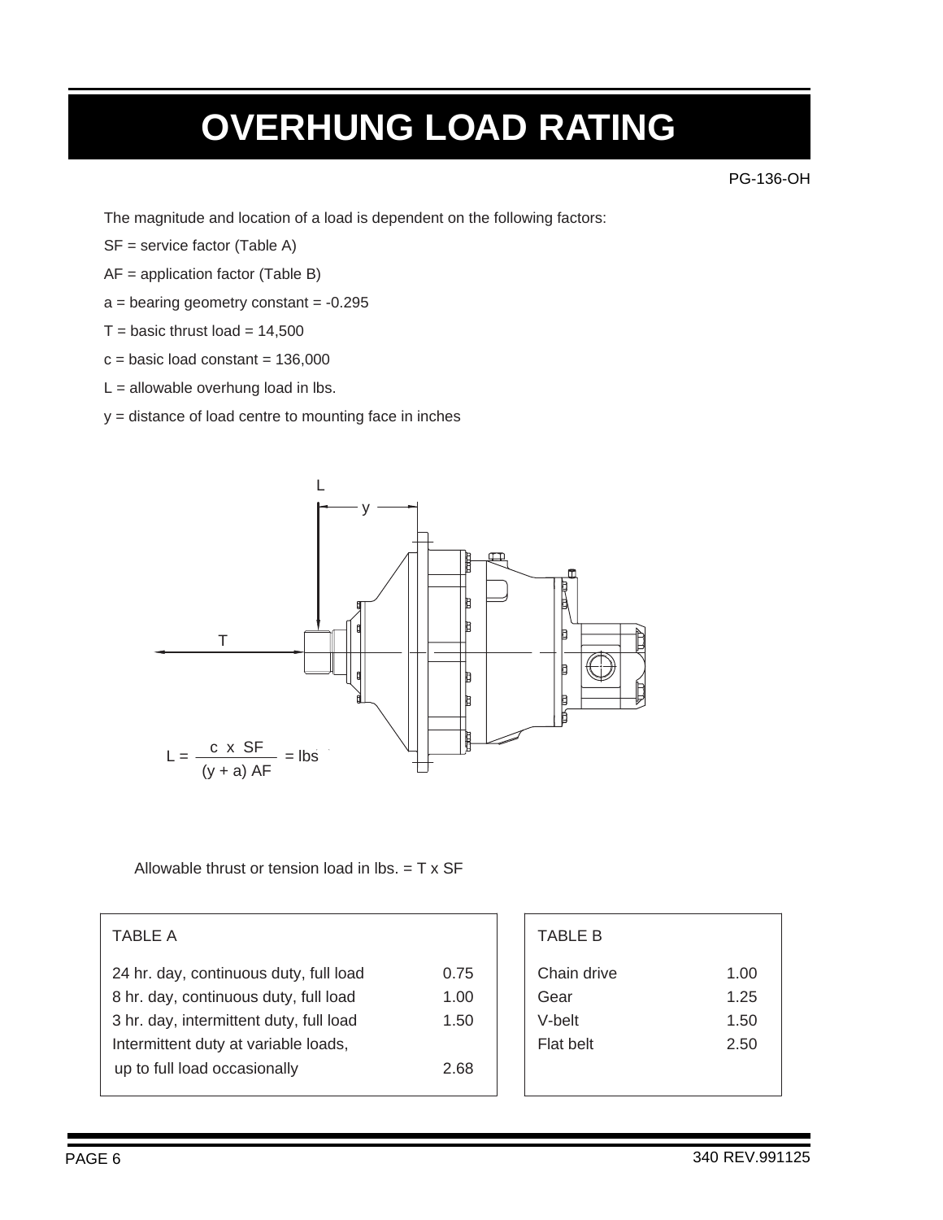# OVERHUNG LOAD RATING

PG-136-OH

The magnitude and location of a load is dependent on the following factors:

SF = service factor (Table A)

AF = application factor (Table B)

a = bearing geometry constant = -0.295

T = basic thrust load = 14,500

c = basic load constant = 136,000

L = allowable overhung load in lbs.

y = distance of load centre to mounting face in inches

$$L = \frac{c \times SF}{(y + a)\,AF} = \text{lbs}$$

Allowable thrust or tension load in lbs. = T x SF

| TABLE A | |
|---|---|
| 24 hr. day, continuous duty, full load | 0.75 |
| 8 hr. day, continuous duty, full load | 1.00 |
| 3 hr. day, intermittent duty, full load | 1.50 |
| Intermittent duty at variable loads, up to full load occasionally | 2.68 |

| TABLE B | |
|---|---|
| Chain drive | 1.00 |
| Gear | 1.25 |
| V-belt | 1.50 |
| Flat belt | 2.50 |

340 REV.991125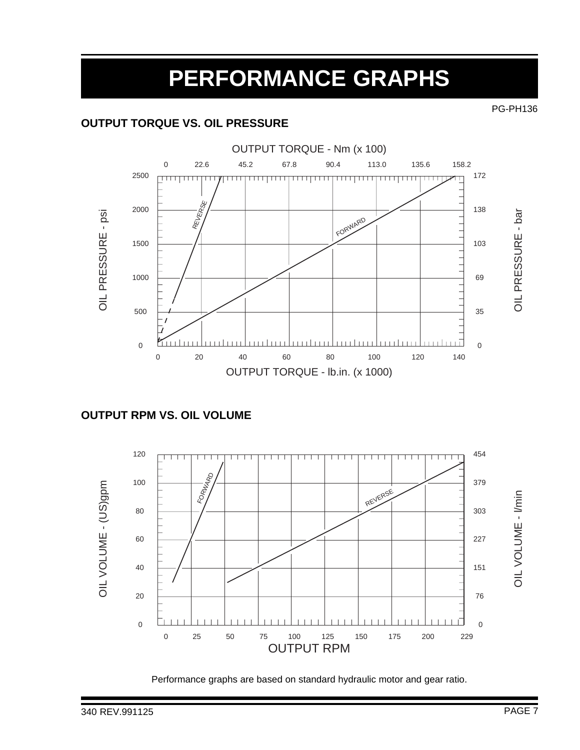# PERFORMANCE GRAPHS

PG-PH136

### OUTPUT TORQUE VS. OIL PRESSURE

### OUTPUT RPM VS. OIL VOLUME

Performance graphs are based on standard hydraulic motor and gear ratio.

340 REV.991125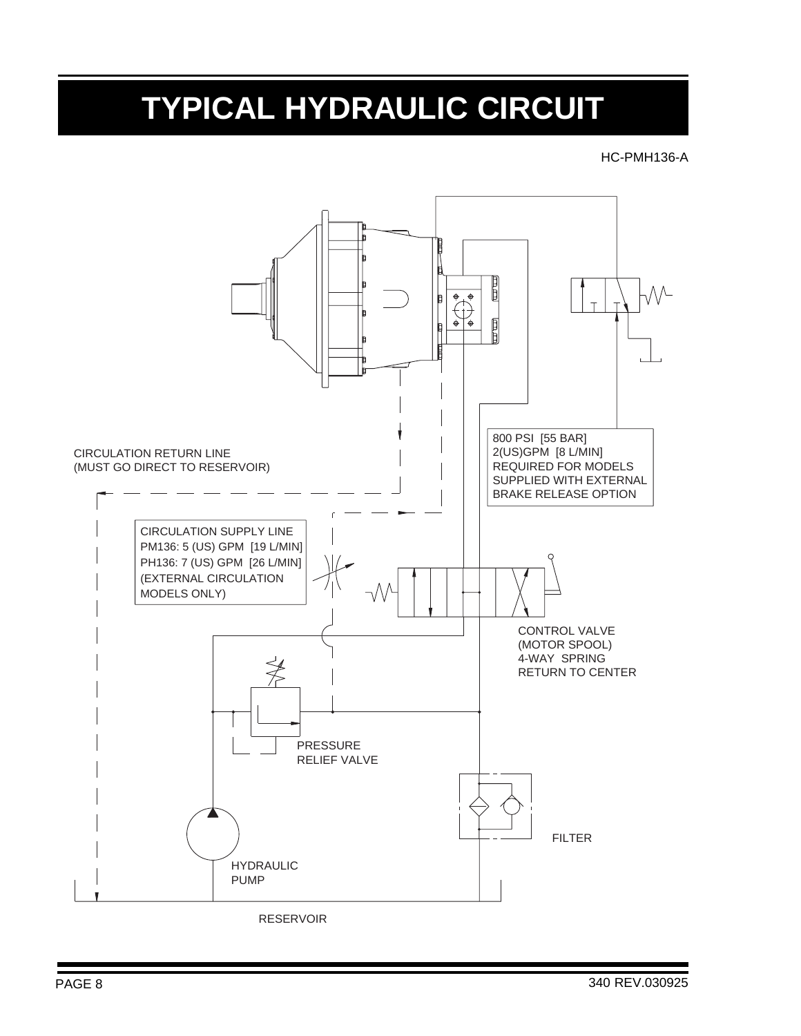# TYPICAL HYDRAULIC CIRCUIT

HC-PMH136-A

800 PSI [55 BAR]
2(US)GPM [8 L/MIN]
REQUIRED FOR MODELS
SUPPLIED WITH EXTERNAL
BRAKE RELEASE OPTION

CIRCULATION RETURN LINE
(MUST GO DIRECT TO RESERVOIR)

CIRCULATION SUPPLY LINE
PM136: 5 (US) GPM [19 L/MIN]
PH136: 7 (US) GPM [26 L/MIN]
(EXTERNAL CIRCULATION
MODELS ONLY)

CONTROL VALVE
(MOTOR SPOOL)
4-WAY SPRING
RETURN TO CENTER

PRESSURE
RELIEF VALVE

FILTER

HYDRAULIC
PUMP

RESERVOIR

340 REV.030925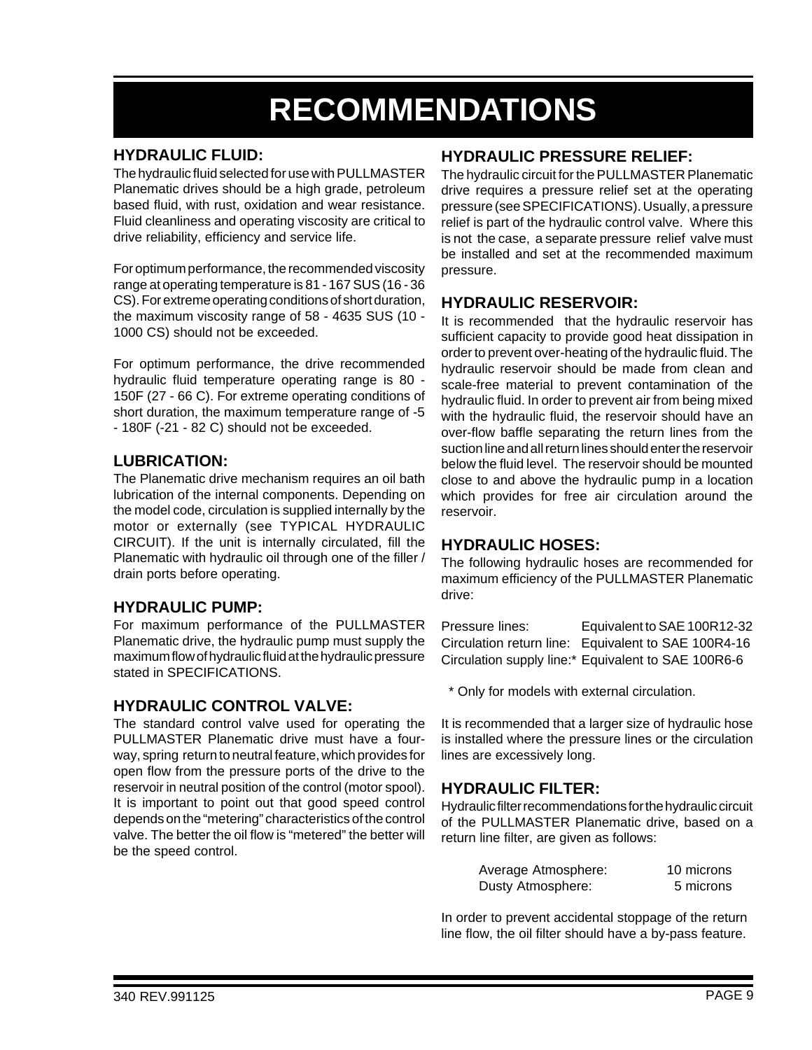# RECOMMENDATIONS

## HYDRAULIC FLUID:

The hydraulic fluid selected for use with PULLMASTER Planematic drives should be a high grade, petroleum based fluid, with rust, oxidation and wear resistance. Fluid cleanliness and operating viscosity are critical to drive reliability, efficiency and service life.

For optimum performance, the recommended viscosity range at operating temperature is 81 - 167 SUS (16 - 36 CS). For extreme operating conditions of short duration, the maximum viscosity range of 58 - 4635 SUS (10 - 1000 CS) should not be exceeded.

For optimum performance, the drive recommended hydraulic fluid temperature operating range is 80 - 150F (27 - 66 C). For extreme operating conditions of short duration, the maximum temperature range of -5 - 180F (-21 - 82 C) should not be exceeded.

## LUBRICATION:

The Planematic drive mechanism requires an oil bath lubrication of the internal components. Depending on the model code, circulation is supplied internally by the motor or externally (see TYPICAL HYDRAULIC CIRCUIT). If the unit is internally circulated, fill the Planematic with hydraulic oil through one of the filler / drain ports before operating.

## HYDRAULIC PUMP:

For maximum performance of the PULLMASTER Planematic drive, the hydraulic pump must supply the maximum flow of hydraulic fluid at the hydraulic pressure stated in SPECIFICATIONS.

## HYDRAULIC CONTROL VALVE:

The standard control valve used for operating the PULLMASTER Planematic drive must have a four-way, spring return to neutral feature, which provides for open flow from the pressure ports of the drive to the reservoir in neutral position of the control (motor spool). It is important to point out that good speed control depends on the "metering" characteristics of the control valve. The better the oil flow is "metered" the better will be the speed control.

## HYDRAULIC PRESSURE RELIEF:

The hydraulic circuit for the PULLMASTER Planematic drive requires a pressure relief set at the operating pressure (see SPECIFICATIONS). Usually, a pressure relief is part of the hydraulic control valve. Where this is not the case, a separate pressure relief valve must be installed and set at the recommended maximum pressure.

## HYDRAULIC RESERVOIR:

It is recommended that the hydraulic reservoir has sufficient capacity to provide good heat dissipation in order to prevent over-heating of the hydraulic fluid. The hydraulic reservoir should be made from clean and scale-free material to prevent contamination of the hydraulic fluid. In order to prevent air from being mixed with the hydraulic fluid, the reservoir should have an over-flow baffle separating the return lines from the suction line and all return lines should enter the reservoir below the fluid level. The reservoir should be mounted close to and above the hydraulic pump in a location which provides for free air circulation around the reservoir.

## HYDRAULIC HOSES:

The following hydraulic hoses are recommended for maximum efficiency of the PULLMASTER Planematic drive:

| | |
|---|---|
| Pressure lines: | Equivalent to SAE 100R12-32 |
| Circulation return line: | Equivalent to SAE 100R4-16 |
| Circulation supply line:* | Equivalent to SAE 100R6-6 |

\* Only for models with external circulation.

It is recommended that a larger size of hydraulic hose is installed where the pressure lines or the circulation lines are excessively long.

## HYDRAULIC FILTER:

Hydraulic filter recommendations for the hydraulic circuit of the PULLMASTER Planematic drive, based on a return line filter, are given as follows:

| | |
|---|---|
| Average Atmosphere: | 10 microns |
| Dusty Atmosphere: | 5 microns |

In order to prevent accidental stoppage of the return line flow, the oil filter should have a by-pass feature.

340 REV.991125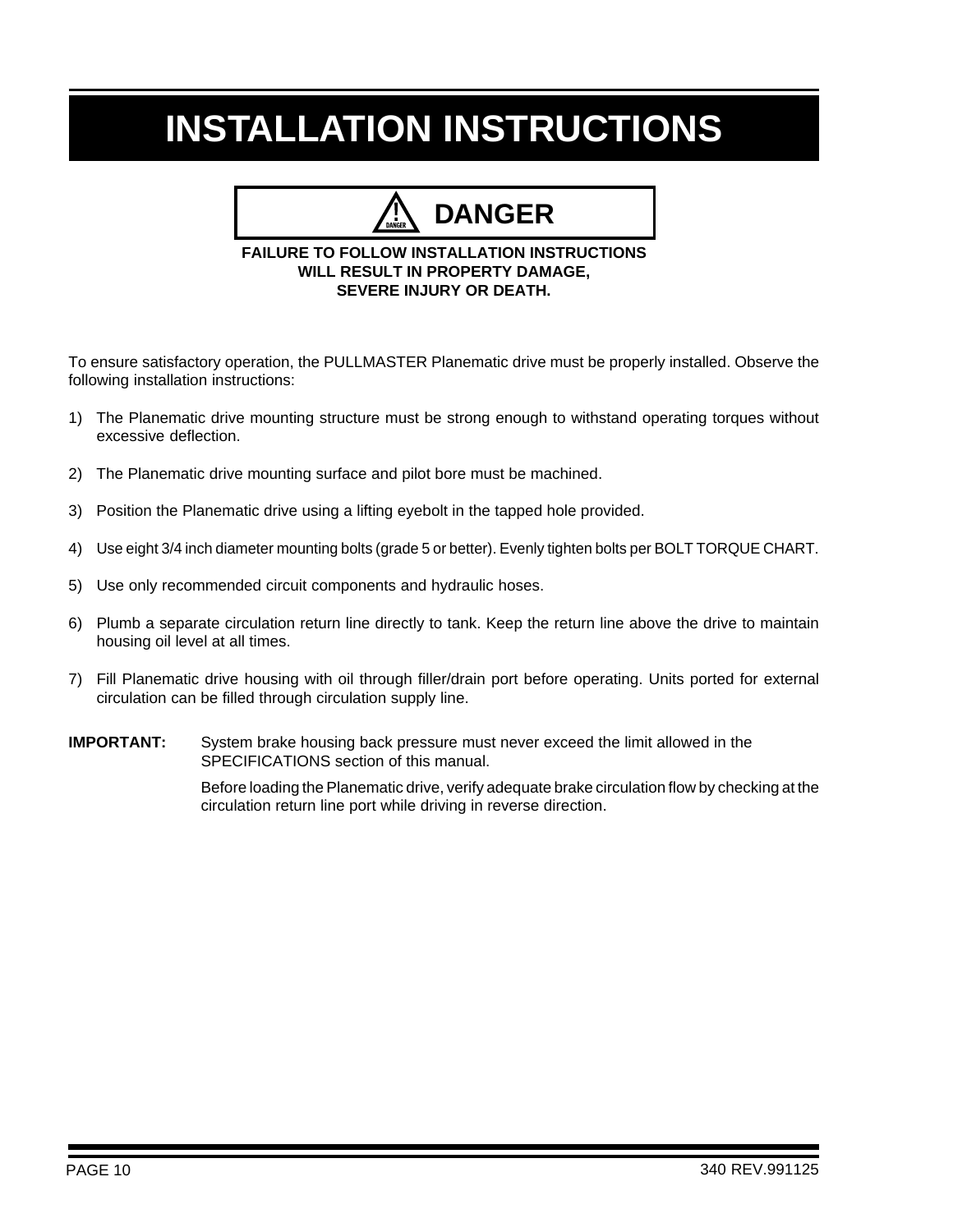# INSTALLATION INSTRUCTIONS

**DANGER**

**FAILURE TO FOLLOW INSTALLATION INSTRUCTIONS WILL RESULT IN PROPERTY DAMAGE, SEVERE INJURY OR DEATH.**

To ensure satisfactory operation, the PULLMASTER Planematic drive must be properly installed. Observe the following installation instructions:

1) The Planematic drive mounting structure must be strong enough to withstand operating torques without excessive deflection.

2) The Planematic drive mounting surface and pilot bore must be machined.

3) Position the Planematic drive using a lifting eyebolt in the tapped hole provided.

4) Use eight 3/4 inch diameter mounting bolts (grade 5 or better). Evenly tighten bolts per BOLT TORQUE CHART.

5) Use only recommended circuit components and hydraulic hoses.

6) Plumb a separate circulation return line directly to tank. Keep the return line above the drive to maintain housing oil level at all times.

7) Fill Planematic drive housing with oil through filler/drain port before operating. Units ported for external circulation can be filled through circulation supply line.

**IMPORTANT:** System brake housing back pressure must never exceed the limit allowed in the SPECIFICATIONS section of this manual.

Before loading the Planematic drive, verify adequate brake circulation flow by checking at the circulation return line port while driving in reverse direction.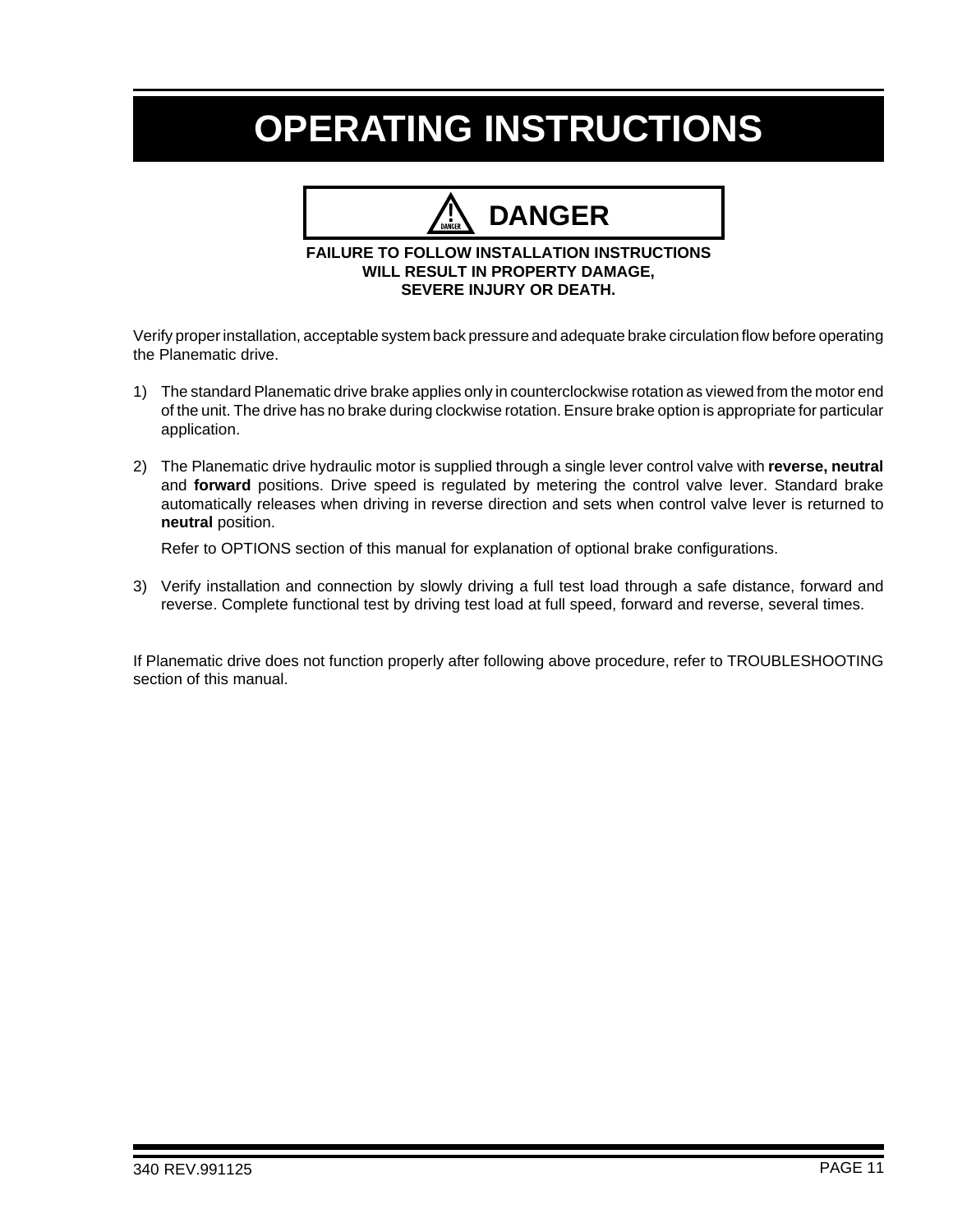# OPERATING INSTRUCTIONS

**DANGER**

**FAILURE TO FOLLOW INSTALLATION INSTRUCTIONS WILL RESULT IN PROPERTY DAMAGE, SEVERE INJURY OR DEATH.**

Verify proper installation, acceptable system back pressure and adequate brake circulation flow before operating the Planematic drive.

1) The standard Planematic drive brake applies only in counterclockwise rotation as viewed from the motor end of the unit. The drive has no brake during clockwise rotation. Ensure brake option is appropriate for particular application.

2) The Planematic drive hydraulic motor is supplied through a single lever control valve with **reverse, neutral** and **forward** positions. Drive speed is regulated by metering the control valve lever. Standard brake automatically releases when driving in reverse direction and sets when control valve lever is returned to **neutral** position.

   Refer to OPTIONS section of this manual for explanation of optional brake configurations.

3) Verify installation and connection by slowly driving a full test load through a safe distance, forward and reverse. Complete functional test by driving test load at full speed, forward and reverse, several times.

If Planematic drive does not function properly after following above procedure, refer to TROUBLESHOOTING section of this manual.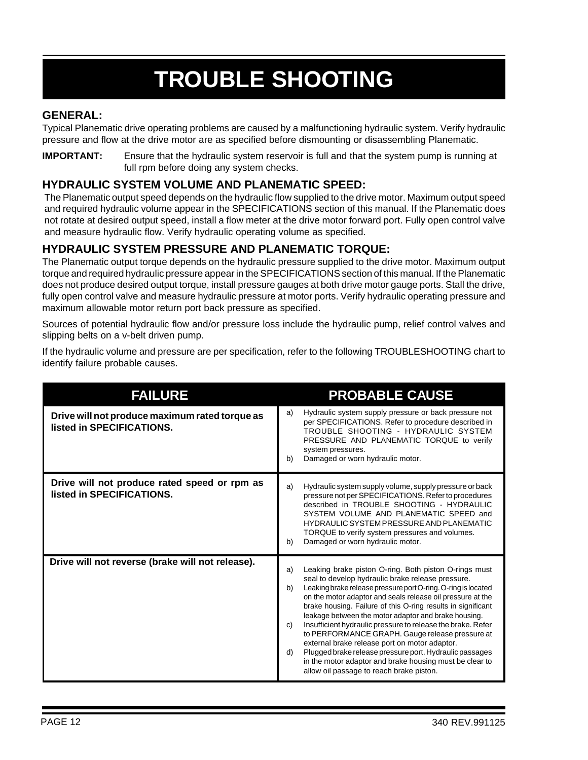# TROUBLE SHOOTING

## GENERAL:

Typical Planematic drive operating problems are caused by a malfunctioning hydraulic system. Verify hydraulic pressure and flow at the drive motor are as specified before dismounting or disassembling Planematic.

**IMPORTANT:** Ensure that the hydraulic system reservoir is full and that the system pump is running at full rpm before doing any system checks.

## HYDRAULIC SYSTEM VOLUME AND PLANEMATIC SPEED:

The Planematic output speed depends on the hydraulic flow supplied to the drive motor. Maximum output speed and required hydraulic volume appear in the SPECIFICATIONS section of this manual. If the Planematic does not rotate at desired output speed, install a flow meter at the drive motor forward port. Fully open control valve and measure hydraulic flow. Verify hydraulic operating volume as specified.

## HYDRAULIC SYSTEM PRESSURE AND PLANEMATIC TORQUE:

The Planematic output torque depends on the hydraulic pressure supplied to the drive motor. Maximum output torque and required hydraulic pressure appear in the SPECIFICATIONS section of this manual. If the Planematic does not produce desired output torque, install pressure gauges at both drive motor gauge ports. Stall the drive, fully open control valve and measure hydraulic pressure at motor ports. Verify hydraulic operating pressure and maximum allowable motor return port back pressure as specified.

Sources of potential hydraulic flow and/or pressure loss include the hydraulic pump, relief control valves and slipping belts on a v-belt driven pump.

If the hydraulic volume and pressure are per specification, refer to the following TROUBLESHOOTING chart to identify failure probable causes.

| FAILURE | PROBABLE CAUSE |
| --- | --- |
| **Drive will not produce maximum rated torque as listed in SPECIFICATIONS.** | a) Hydraulic system supply pressure or back pressure not per SPECIFICATIONS. Refer to procedure described in TROUBLE SHOOTING - HYDRAULIC SYSTEM PRESSURE AND PLANEMATIC TORQUE to verify system pressures.<br>b) Damaged or worn hydraulic motor. |
| **Drive will not produce rated speed or rpm as listed in SPECIFICATIONS.** | a) Hydraulic system supply volume, supply pressure or back pressure not per SPECIFICATIONS. Refer to procedures described in TROUBLE SHOOTING - HYDRAULIC SYSTEM VOLUME AND PLANEMATIC SPEED and HYDRAULIC SYSTEM PRESSURE AND PLANEMATIC TORQUE to verify system pressures and volumes.<br>b) Damaged or worn hydraulic motor. |
| **Drive will not reverse (brake will not release).** | a) Leaking brake piston O-ring. Both piston O-rings must seal to develop hydraulic brake release pressure.<br>b) Leaking brake release pressure port O-ring. O-ring is located on the motor adaptor and seals release oil pressure at the brake housing. Failure of this O-ring results in significant leakage between the motor adaptor and brake housing.<br>c) Insufficient hydraulic pressure to release the brake. Refer to PERFORMANCE GRAPH. Gauge release pressure at external brake release port on motor adaptor.<br>d) Plugged brake release pressure port. Hydraulic passages in the motor adaptor and brake housing must be clear to allow oil passage to reach brake piston. |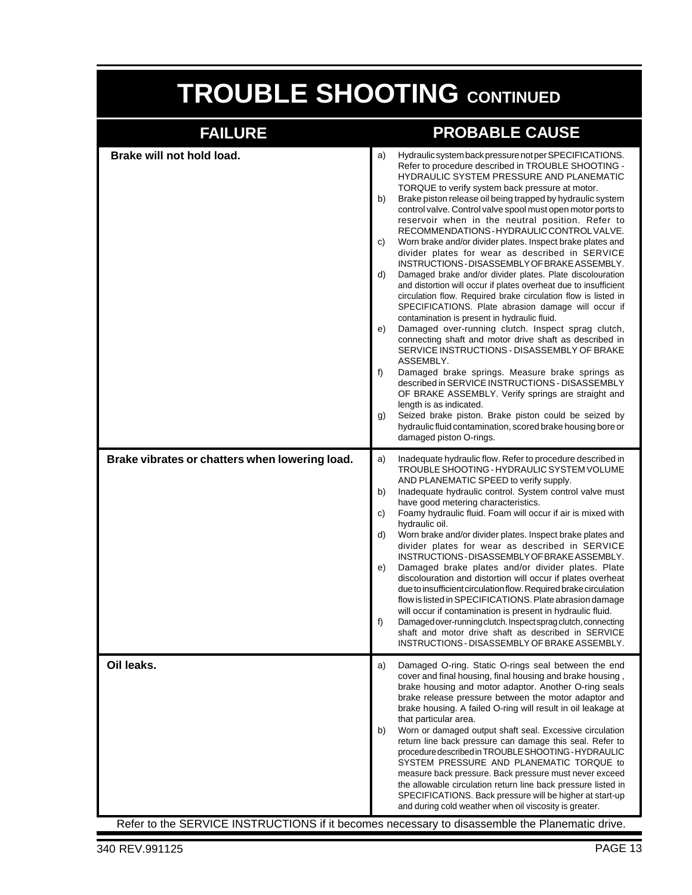# TROUBLE SHOOTING CONTINUED

| FAILURE | PROBABLE CAUSE |
|---|---|
| **Brake will not hold load.** | a) Hydraulic system back pressure not per SPECIFICATIONS. Refer to procedure described in TROUBLE SHOOTING - HYDRAULIC SYSTEM PRESSURE AND PLANEMATIC TORQUE to verify system back pressure at motor.<br>b) Brake piston release oil being trapped by hydraulic system control valve. Control valve spool must open motor ports to reservoir when in the neutral position. Refer to RECOMMENDATIONS - HYDRAULIC CONTROL VALVE.<br>c) Worn brake and/or divider plates. Inspect brake plates and divider plates for wear as described in SERVICE INSTRUCTIONS - DISASSEMBLY OF BRAKE ASSEMBLY.<br>d) Damaged brake and/or divider plates. Plate discolouration and distortion will occur if plates overheat due to insufficient circulation flow. Required brake circulation flow is listed in SPECIFICATIONS. Plate abrasion damage will occur if contamination is present in hydraulic fluid.<br>e) Damaged over-running clutch. Inspect sprag clutch, connecting shaft and motor drive shaft as described in SERVICE INSTRUCTIONS - DISASSEMBLY OF BRAKE ASSEMBLY.<br>f) Damaged brake springs. Measure brake springs as described in SERVICE INSTRUCTIONS - DISASSEMBLY OF BRAKE ASSEMBLY. Verify springs are straight and length is as indicated.<br>g) Seized brake piston. Brake piston could be seized by hydraulic fluid contamination, scored brake housing bore or damaged piston O-rings. |
| **Brake vibrates or chatters when lowering load.** | a) Inadequate hydraulic flow. Refer to procedure described in TROUBLE SHOOTING - HYDRAULIC SYSTEM VOLUME AND PLANEMATIC SPEED to verify supply.<br>b) Inadequate hydraulic control. System control valve must have good metering characteristics.<br>c) Foamy hydraulic fluid. Foam will occur if air is mixed with hydraulic oil.<br>d) Worn brake and/or divider plates. Inspect brake plates and divider plates for wear as described in SERVICE INSTRUCTIONS - DISASSEMBLY OF BRAKE ASSEMBLY.<br>e) Damaged brake plates and/or divider plates. Plate discolouration and distortion will occur if plates overheat due to insufficient circulation flow. Required brake circulation flow is listed in SPECIFICATIONS. Plate abrasion damage will occur if contamination is present in hydraulic fluid.<br>f) Damaged over-running clutch. Inspect sprag clutch, connecting shaft and motor drive shaft as described in SERVICE INSTRUCTIONS - DISASSEMBLY OF BRAKE ASSEMBLY. |
| **Oil leaks.** | a) Damaged O-ring. Static O-rings seal between the end cover and final housing, final housing and brake housing , brake housing and motor adaptor. Another O-ring seals brake release pressure between the motor adaptor and brake housing. A failed O-ring will result in oil leakage at that particular area.<br>b) Worn or damaged output shaft seal. Excessive circulation return line back pressure can damage this seal. Refer to procedure described in TROUBLE SHOOTING - HYDRAULIC SYSTEM PRESSURE AND PLANEMATIC TORQUE to measure back pressure. Back pressure must never exceed the allowable circulation return line back pressure listed in SPECIFICATIONS. Back pressure will be higher at start-up and during cold weather when oil viscosity is greater. |

Refer to the SERVICE INSTRUCTIONS if it becomes necessary to disassemble the Planematic drive.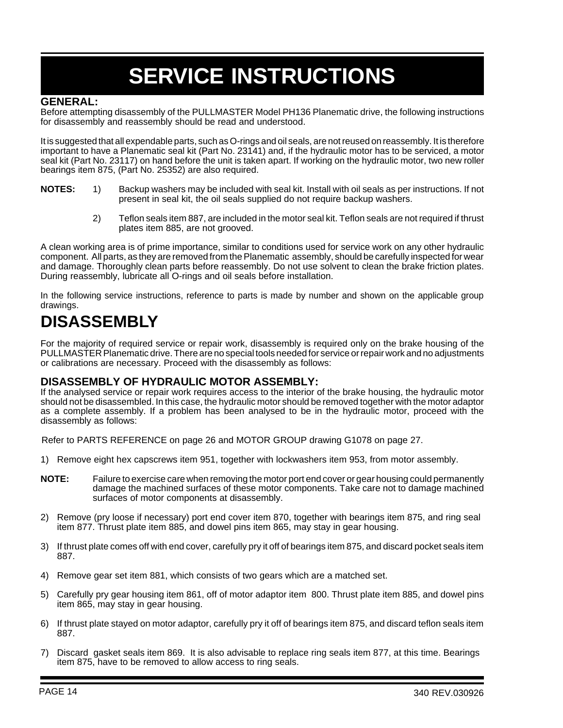# SERVICE INSTRUCTIONS

### GENERAL:

Before attempting disassembly of the PULLMASTER Model PH136 Planematic drive, the following instructions for disassembly and reassembly should be read and understood.

It is suggested that all expendable parts, such as O-rings and oil seals, are not reused on reassembly. It is therefore important to have a Planematic seal kit (Part No. 23141) and, if the hydraulic motor has to be serviced, a motor seal kit (Part No. 23117) on hand before the unit is taken apart. If working on the hydraulic motor, two new roller bearings item 875, (Part No. 25352) are also required.

**NOTES:**

1) Backup washers may be included with seal kit. Install with oil seals as per instructions. If not present in seal kit, the oil seals supplied do not require backup washers.

2) Teflon seals item 887, are included in the motor seal kit. Teflon seals are not required if thrust plates item 885, are not grooved.

A clean working area is of prime importance, similar to conditions used for service work on any other hydraulic component. All parts, as they are removed from the Planematic assembly, should be carefully inspected for wear and damage. Thoroughly clean parts before reassembly. Do not use solvent to clean the brake friction plates. During reassembly, lubricate all O-rings and oil seals before installation.

In the following service instructions, reference to parts is made by number and shown on the applicable group drawings.

## DISASSEMBLY

For the majority of required service or repair work, disassembly is required only on the brake housing of the PULLMASTER Planematic drive. There are no special tools needed for service or repair work and no adjustments or calibrations are necessary. Proceed with the disassembly as follows:

### DISASSEMBLY OF HYDRAULIC MOTOR ASSEMBLY:

If the analysed service or repair work requires access to the interior of the brake housing, the hydraulic motor should not be disassembled. In this case, the hydraulic motor should be removed together with the motor adaptor as a complete assembly. If a problem has been analysed to be in the hydraulic motor, proceed with the disassembly as follows:

Refer to PARTS REFERENCE on page 26 and MOTOR GROUP drawing G1078 on page 27.

1) Remove eight hex capscrews item 951, together with lockwashers item 953, from motor assembly.

**NOTE:** Failure to exercise care when removing the motor port end cover or gear housing could permanently damage the machined surfaces of these motor components. Take care not to damage machined surfaces of motor components at disassembly.

2) Remove (pry loose if necessary) port end cover item 870, together with bearings item 875, and ring seal item 877. Thrust plate item 885, and dowel pins item 865, may stay in gear housing.

3) If thrust plate comes off with end cover, carefully pry it off of bearings item 875, and discard pocket seals item 887.

4) Remove gear set item 881, which consists of two gears which are a matched set.

5) Carefully pry gear housing item 861, off of motor adaptor item 800. Thrust plate item 885, and dowel pins item 865, may stay in gear housing.

6) If thrust plate stayed on motor adaptor, carefully pry it off of bearings item 875, and discard teflon seals item 887.

7) Discard gasket seals item 869. It is also advisable to replace ring seals item 877, at this time. Bearings item 875, have to be removed to allow access to ring seals.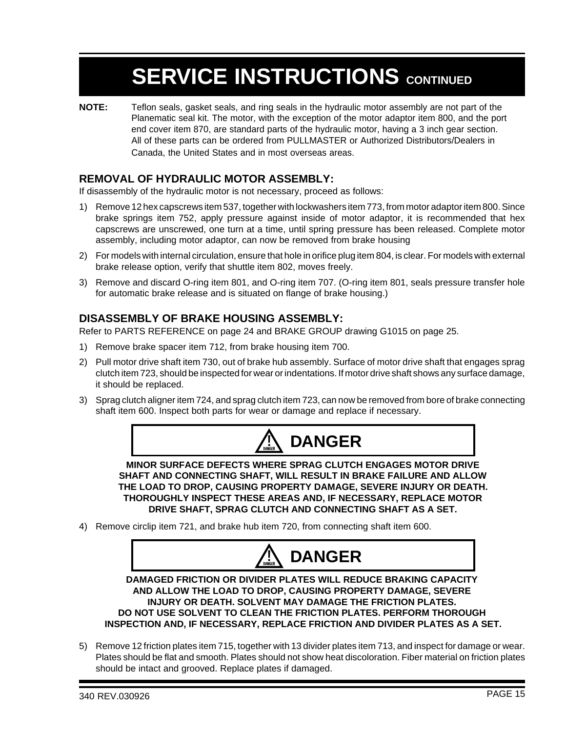# SERVICE INSTRUCTIONS CONTINUED

**NOTE:** Teflon seals, gasket seals, and ring seals in the hydraulic motor assembly are not part of the Planematic seal kit. The motor, with the exception of the motor adaptor item 800, and the port end cover item 870, are standard parts of the hydraulic motor, having a 3 inch gear section. All of these parts can be ordered from PULLMASTER or Authorized Distributors/Dealers in Canada, the United States and in most overseas areas.

## REMOVAL OF HYDRAULIC MOTOR ASSEMBLY:

If disassembly of the hydraulic motor is not necessary, proceed as follows:

1) Remove 12 hex capscrews item 537, together with lockwashers item 773, from motor adaptor item 800. Since brake springs item 752, apply pressure against inside of motor adaptor, it is recommended that hex capscrews are unscrewed, one turn at a time, until spring pressure has been released. Complete motor assembly, including motor adaptor, can now be removed from brake housing
2) For models with internal circulation, ensure that hole in orifice plug item 804, is clear. For models with external brake release option, verify that shuttle item 802, moves freely.
3) Remove and discard O-ring item 801, and O-ring item 707. (O-ring item 801, seals pressure transfer hole for automatic brake release and is situated on flange of brake housing.)

## DISASSEMBLY OF BRAKE HOUSING ASSEMBLY:

Refer to PARTS REFERENCE on page 24 and BRAKE GROUP drawing G1015 on page 25.

1) Remove brake spacer item 712, from brake housing item 700.
2) Pull motor drive shaft item 730, out of brake hub assembly. Surface of motor drive shaft that engages sprag clutch item 723, should be inspected for wear or indentations. If motor drive shaft shows any surface damage, it should be replaced.
3) Sprag clutch aligner item 724, and sprag clutch item 723, can now be removed from bore of brake connecting shaft item 600. Inspect both parts for wear or damage and replace if necessary.

**DANGER**

**MINOR SURFACE DEFECTS WHERE SPRAG CLUTCH ENGAGES MOTOR DRIVE SHAFT AND CONNECTING SHAFT, WILL RESULT IN BRAKE FAILURE AND ALLOW THE LOAD TO DROP, CAUSING PROPERTY DAMAGE, SEVERE INJURY OR DEATH. THOROUGHLY INSPECT THESE AREAS AND, IF NECESSARY, REPLACE MOTOR DRIVE SHAFT, SPRAG CLUTCH AND CONNECTING SHAFT AS A SET.**

4) Remove circlip item 721, and brake hub item 720, from connecting shaft item 600.

**DANGER**

**DAMAGED FRICTION OR DIVIDER PLATES WILL REDUCE BRAKING CAPACITY AND ALLOW THE LOAD TO DROP, CAUSING PROPERTY DAMAGE, SEVERE INJURY OR DEATH. SOLVENT MAY DAMAGE THE FRICTION PLATES. DO NOT USE SOLVENT TO CLEAN THE FRICTION PLATES. PERFORM THOROUGH INSPECTION AND, IF NECESSARY, REPLACE FRICTION AND DIVIDER PLATES AS A SET.**

5) Remove 12 friction plates item 715, together with 13 divider plates item 713, and inspect for damage or wear. Plates should be flat and smooth. Plates should not show heat discoloration. Fiber material on friction plates should be intact and grooved. Replace plates if damaged.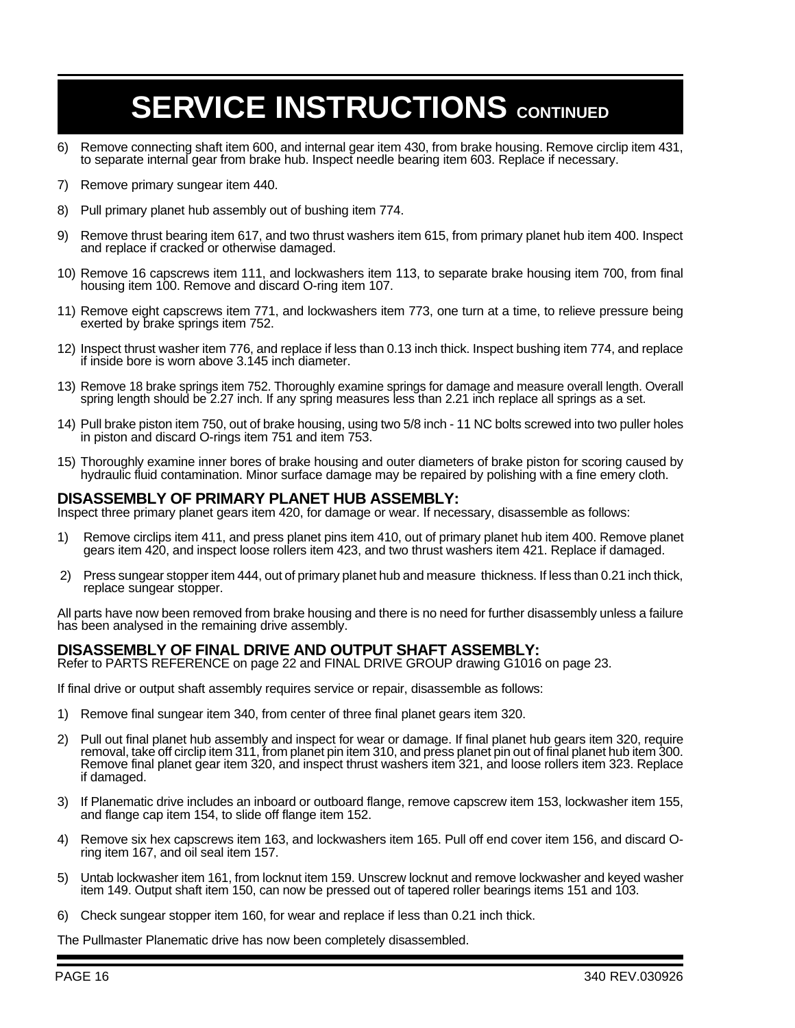# SERVICE INSTRUCTIONS CONTINUED

6) Remove connecting shaft item 600, and internal gear item 430, from brake housing. Remove circlip item 431, to separate internal gear from brake hub. Inspect needle bearing item 603. Replace if necessary.

7) Remove primary sungear item 440.

8) Pull primary planet hub assembly out of bushing item 774.

9) Remove thrust bearing item 617, and two thrust washers item 615, from primary planet hub item 400. Inspect and replace if cracked or otherwise damaged.

10) Remove 16 capscrews item 111, and lockwashers item 113, to separate brake housing item 700, from final housing item 100. Remove and discard O-ring item 107.

11) Remove eight capscrews item 771, and lockwashers item 773, one turn at a time, to relieve pressure being exerted by brake springs item 752.

12) Inspect thrust washer item 776, and replace if less than 0.13 inch thick. Inspect bushing item 774, and replace if inside bore is worn above 3.145 inch diameter.

13) Remove 18 brake springs item 752. Thoroughly examine springs for damage and measure overall length. Overall spring length should be 2.27 inch. If any spring measures less than 2.21 inch replace all springs as a set.

14) Pull brake piston item 750, out of brake housing, using two 5/8 inch - 11 NC bolts screwed into two puller holes in piston and discard O-rings item 751 and item 753.

15) Thoroughly examine inner bores of brake housing and outer diameters of brake piston for scoring caused by hydraulic fluid contamination. Minor surface damage may be repaired by polishing with a fine emery cloth.

## DISASSEMBLY OF PRIMARY PLANET HUB ASSEMBLY:

Inspect three primary planet gears item 420, for damage or wear. If necessary, disassemble as follows:

1) Remove circlips item 411, and press planet pins item 410, out of primary planet hub item 400. Remove planet gears item 420, and inspect loose rollers item 423, and two thrust washers item 421. Replace if damaged.

2) Press sungear stopper item 444, out of primary planet hub and measure thickness. If less than 0.21 inch thick, replace sungear stopper.

All parts have now been removed from brake housing and there is no need for further disassembly unless a failure has been analysed in the remaining drive assembly.

## DISASSEMBLY OF FINAL DRIVE AND OUTPUT SHAFT ASSEMBLY:

Refer to PARTS REFERENCE on page 22 and FINAL DRIVE GROUP drawing G1016 on page 23.

If final drive or output shaft assembly requires service or repair, disassemble as follows:

1) Remove final sungear item 340, from center of three final planet gears item 320.

2) Pull out final planet hub assembly and inspect for wear or damage. If final planet hub gears item 320, require removal, take off circlip item 311, from planet pin item 310, and press planet pin out of final planet hub item 300. Remove final planet gear item 320, and inspect thrust washers item 321, and loose rollers item 323. Replace if damaged.

3) If Planematic drive includes an inboard or outboard flange, remove capscrew item 153, lockwasher item 155, and flange cap item 154, to slide off flange item 152.

4) Remove six hex capscrews item 163, and lockwashers item 165. Pull off end cover item 156, and discard O-ring item 167, and oil seal item 157.

5) Untab lockwasher item 161, from locknut item 159. Unscrew locknut and remove lockwasher and keyed washer item 149. Output shaft item 150, can now be pressed out of tapered roller bearings items 151 and 103.

6) Check sungear stopper item 160, for wear and replace if less than 0.21 inch thick.

The Pullmaster Planematic drive has now been completely disassembled.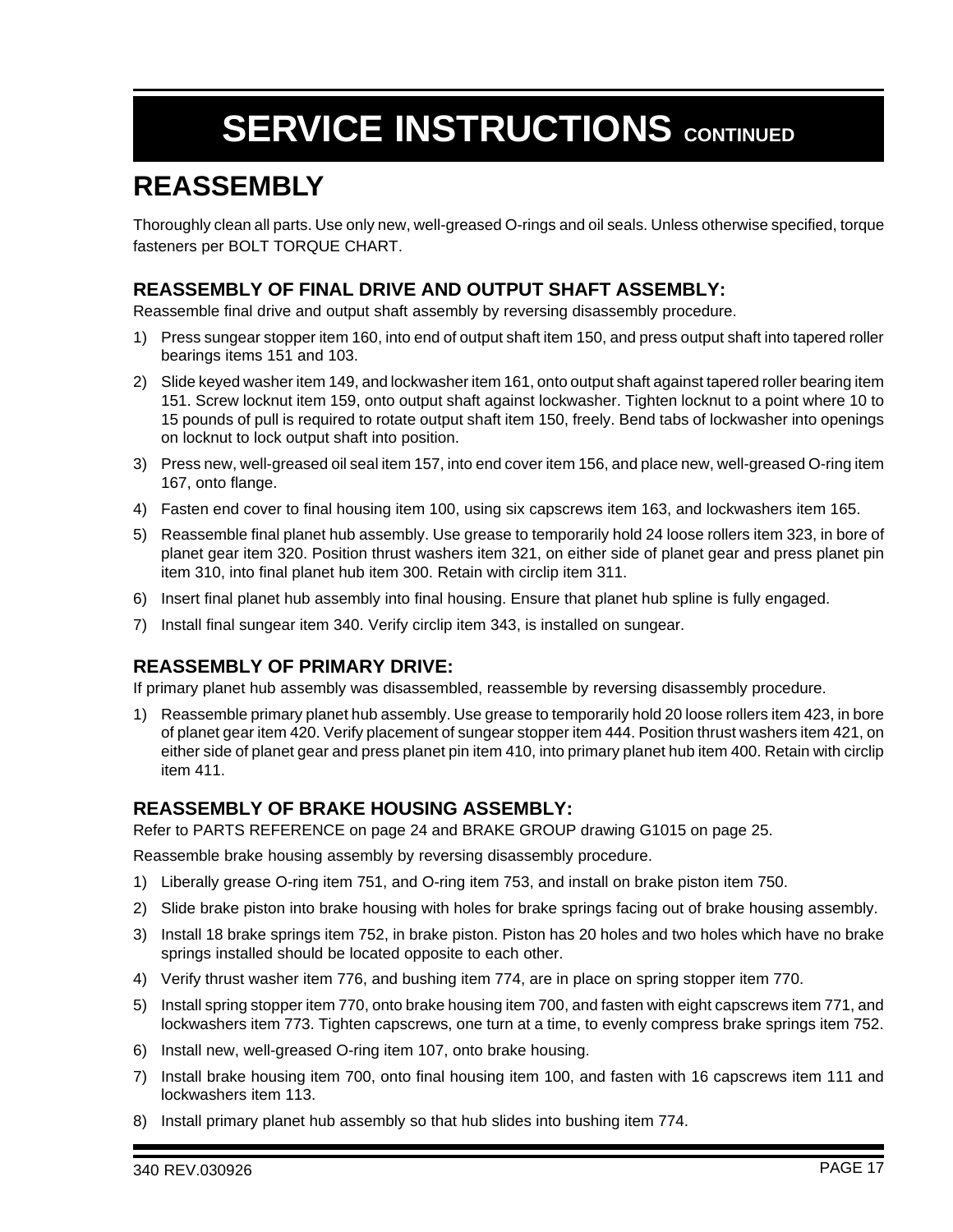# SERVICE INSTRUCTIONS CONTINUED

## REASSEMBLY

Thoroughly clean all parts. Use only new, well-greased O-rings and oil seals. Unless otherwise specified, torque fasteners per BOLT TORQUE CHART.

### REASSEMBLY OF FINAL DRIVE AND OUTPUT SHAFT ASSEMBLY:

Reassemble final drive and output shaft assembly by reversing disassembly procedure.

1) Press sungear stopper item 160, into end of output shaft item 150, and press output shaft into tapered roller bearings items 151 and 103.
2) Slide keyed washer item 149, and lockwasher item 161, onto output shaft against tapered roller bearing item 151. Screw locknut item 159, onto output shaft against lockwasher. Tighten locknut to a point where 10 to 15 pounds of pull is required to rotate output shaft item 150, freely. Bend tabs of lockwasher into openings on locknut to lock output shaft into position.
3) Press new, well-greased oil seal item 157, into end cover item 156, and place new, well-greased O-ring item 167, onto flange.
4) Fasten end cover to final housing item 100, using six capscrews item 163, and lockwashers item 165.
5) Reassemble final planet hub assembly. Use grease to temporarily hold 24 loose rollers item 323, in bore of planet gear item 320. Position thrust washers item 321, on either side of planet gear and press planet pin item 310, into final planet hub item 300. Retain with circlip item 311.
6) Insert final planet hub assembly into final housing. Ensure that planet hub spline is fully engaged.
7) Install final sungear item 340. Verify circlip item 343, is installed on sungear.

### REASSEMBLY OF PRIMARY DRIVE:

If primary planet hub assembly was disassembled, reassemble by reversing disassembly procedure.

1) Reassemble primary planet hub assembly. Use grease to temporarily hold 20 loose rollers item 423, in bore of planet gear item 420. Verify placement of sungear stopper item 444. Position thrust washers item 421, on either side of planet gear and press planet pin item 410, into primary planet hub item 400. Retain with circlip item 411.

### REASSEMBLY OF BRAKE HOUSING ASSEMBLY:

Refer to PARTS REFERENCE on page 24 and BRAKE GROUP drawing G1015 on page 25.

Reassemble brake housing assembly by reversing disassembly procedure.

1) Liberally grease O-ring item 751, and O-ring item 753, and install on brake piston item 750.
2) Slide brake piston into brake housing with holes for brake springs facing out of brake housing assembly.
3) Install 18 brake springs item 752, in brake piston. Piston has 20 holes and two holes which have no brake springs installed should be located opposite to each other.
4) Verify thrust washer item 776, and bushing item 774, are in place on spring stopper item 770.
5) Install spring stopper item 770, onto brake housing item 700, and fasten with eight capscrews item 771, and lockwashers item 773. Tighten capscrews, one turn at a time, to evenly compress brake springs item 752.
6) Install new, well-greased O-ring item 107, onto brake housing.
7) Install brake housing item 700, onto final housing item 100, and fasten with 16 capscrews item 111 and lockwashers item 113.
8) Install primary planet hub assembly so that hub slides into bushing item 774.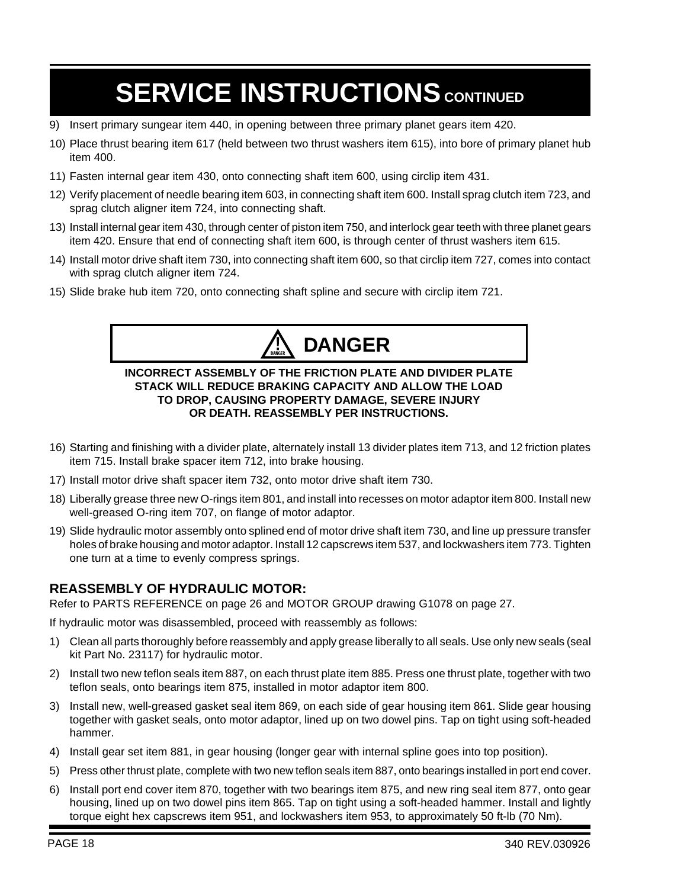# SERVICE INSTRUCTIONS CONTINUED

9) Insert primary sungear item 440, in opening between three primary planet gears item 420.

10) Place thrust bearing item 617 (held between two thrust washers item 615), into bore of primary planet hub item 400.

11) Fasten internal gear item 430, onto connecting shaft item 600, using circlip item 431.

12) Verify placement of needle bearing item 603, in connecting shaft item 600. Install sprag clutch item 723, and sprag clutch aligner item 724, into connecting shaft.

13) Install internal gear item 430, through center of piston item 750, and interlock gear teeth with three planet gears item 420. Ensure that end of connecting shaft item 600, is through center of thrust washers item 615.

14) Install motor drive shaft item 730, into connecting shaft item 600, so that circlip item 727, comes into contact with sprag clutch aligner item 724.

15) Slide brake hub item 720, onto connecting shaft spline and secure with circlip item 721.

## DANGER

**INCORRECT ASSEMBLY OF THE FRICTION PLATE AND DIVIDER PLATE STACK WILL REDUCE BRAKING CAPACITY AND ALLOW THE LOAD TO DROP, CAUSING PROPERTY DAMAGE, SEVERE INJURY OR DEATH. REASSEMBLY PER INSTRUCTIONS.**

16) Starting and finishing with a divider plate, alternately install 13 divider plates item 713, and 12 friction plates item 715. Install brake spacer item 712, into brake housing.

17) Install motor drive shaft spacer item 732, onto motor drive shaft item 730.

18) Liberally grease three new O-rings item 801, and install into recesses on motor adaptor item 800. Install new well-greased O-ring item 707, on flange of motor adaptor.

19) Slide hydraulic motor assembly onto splined end of motor drive shaft item 730, and line up pressure transfer holes of brake housing and motor adaptor. Install 12 capscrews item 537, and lockwashers item 773. Tighten one turn at a time to evenly compress springs.

### REASSEMBLY OF HYDRAULIC MOTOR:

Refer to PARTS REFERENCE on page 26 and MOTOR GROUP drawing G1078 on page 27.

If hydraulic motor was disassembled, proceed with reassembly as follows:

1) Clean all parts thoroughly before reassembly and apply grease liberally to all seals. Use only new seals (seal kit Part No. 23117) for hydraulic motor.

2) Install two new teflon seals item 887, on each thrust plate item 885. Press one thrust plate, together with two teflon seals, onto bearings item 875, installed in motor adaptor item 800.

3) Install new, well-greased gasket seal item 869, on each side of gear housing item 861. Slide gear housing together with gasket seals, onto motor adaptor, lined up on two dowel pins. Tap on tight using soft-headed hammer.

4) Install gear set item 881, in gear housing (longer gear with internal spline goes into top position).

5) Press other thrust plate, complete with two new teflon seals item 887, onto bearings installed in port end cover.

6) Install port end cover item 870, together with two bearings item 875, and new ring seal item 877, onto gear housing, lined up on two dowel pins item 865. Tap on tight using a soft-headed hammer. Install and lightly torque eight hex capscrews item 951, and lockwashers item 953, to approximately 50 ft-lb (70 Nm).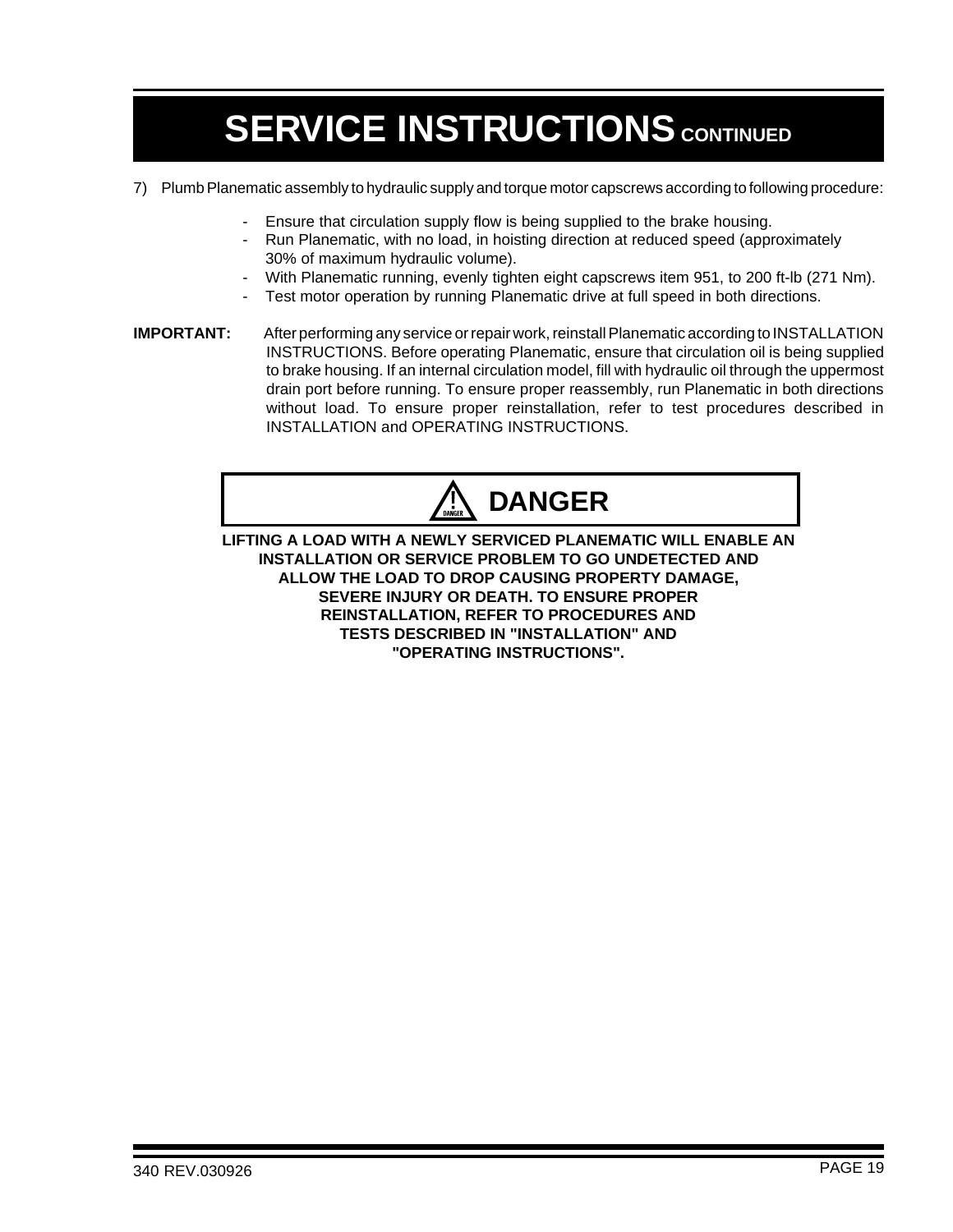# SERVICE INSTRUCTIONS CONTINUED

7) Plumb Planematic assembly to hydraulic supply and torque motor capscrews according to following procedure:

- Ensure that circulation supply flow is being supplied to the brake housing.
- Run Planematic, with no load, in hoisting direction at reduced speed (approximately 30% of maximum hydraulic volume).
- With Planematic running, evenly tighten eight capscrews item 951, to 200 ft-lb (271 Nm).
- Test motor operation by running Planematic drive at full speed in both directions.

**IMPORTANT:** After performing any service or repair work, reinstall Planematic according to INSTALLATION INSTRUCTIONS. Before operating Planematic, ensure that circulation oil is being supplied to brake housing. If an internal circulation model, fill with hydraulic oil through the uppermost drain port before running. To ensure proper reassembly, run Planematic in both directions without load. To ensure proper reinstallation, refer to test procedures described in INSTALLATION and OPERATING INSTRUCTIONS.

**DANGER**

**LIFTING A LOAD WITH A NEWLY SERVICED PLANEMATIC WILL ENABLE AN INSTALLATION OR SERVICE PROBLEM TO GO UNDETECTED AND ALLOW THE LOAD TO DROP CAUSING PROPERTY DAMAGE, SEVERE INJURY OR DEATH. TO ENSURE PROPER REINSTALLATION, REFER TO PROCEDURES AND TESTS DESCRIBED IN "INSTALLATION" AND "OPERATING INSTRUCTIONS".**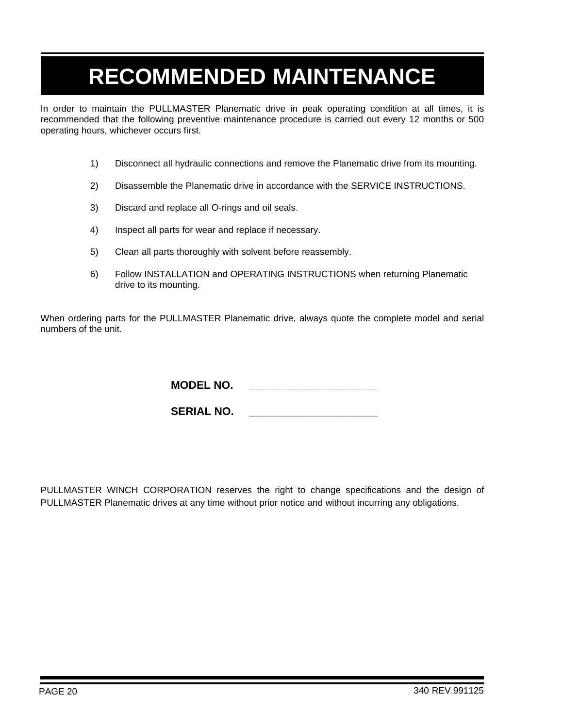# RECOMMENDED MAINTENANCE

In order to maintain the PULLMASTER Planematic drive in peak operating condition at all times, it is recommended that the following preventive maintenance procedure is carried out every 12 months or 500 operating hours, whichever occurs first.

1) Disconnect all hydraulic connections and remove the Planematic drive from its mounting.

2) Disassemble the Planematic drive in accordance with the SERVICE INSTRUCTIONS.

3) Discard and replace all O-rings and oil seals.

4) Inspect all parts for wear and replace if necessary.

5) Clean all parts thoroughly with solvent before reassembly.

6) Follow INSTALLATION and OPERATING INSTRUCTIONS when returning Planematic drive to its mounting.

When ordering parts for the PULLMASTER Planematic drive, always quote the complete model and serial numbers of the unit.

**MODEL NO.** ______________________

**SERIAL NO.** ______________________

PULLMASTER WINCH CORPORATION reserves the right to change specifications and the design of PULLMASTER Planematic drives at any time without prior notice and without incurring any obligations.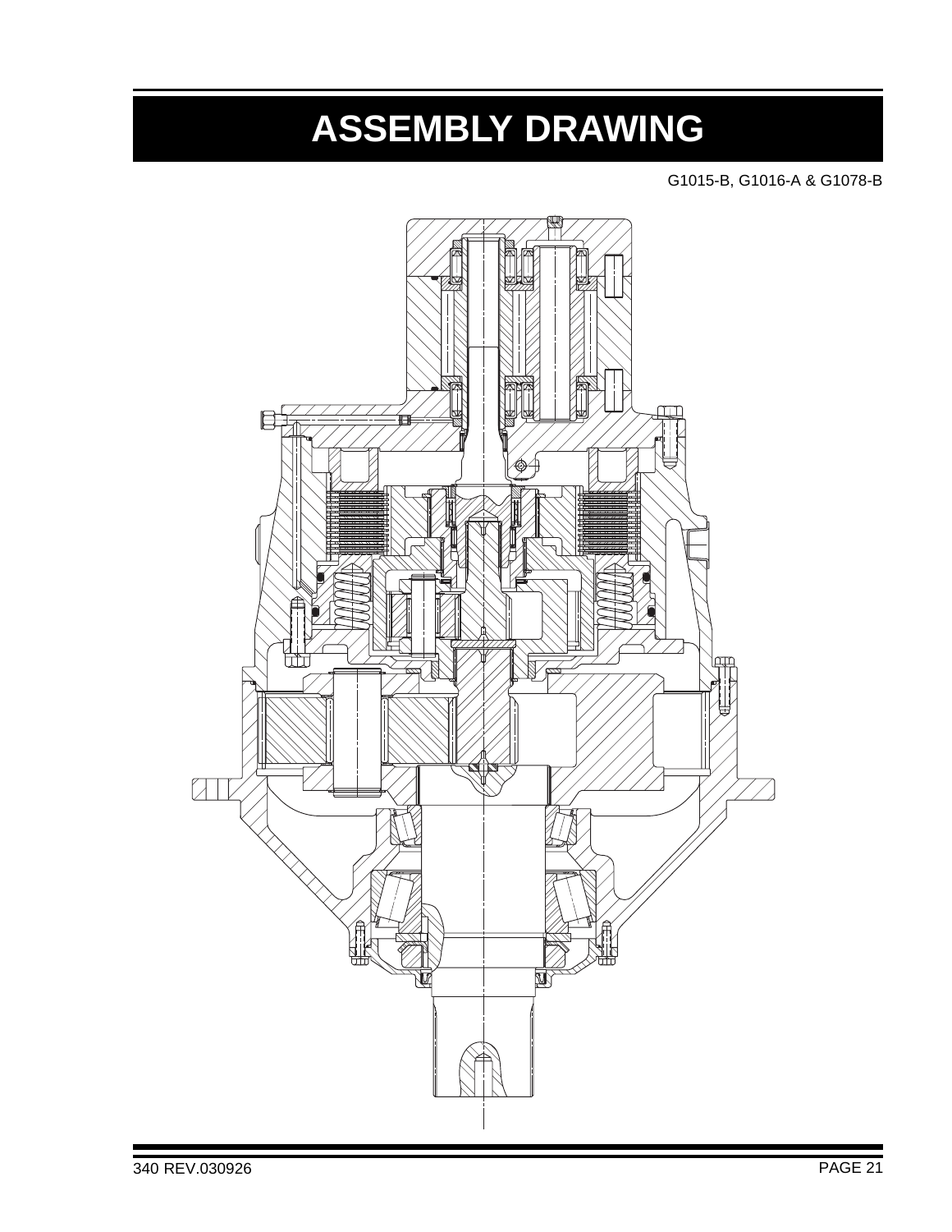# ASSEMBLY DRAWING

G1015-B, G1016-A & G1078-B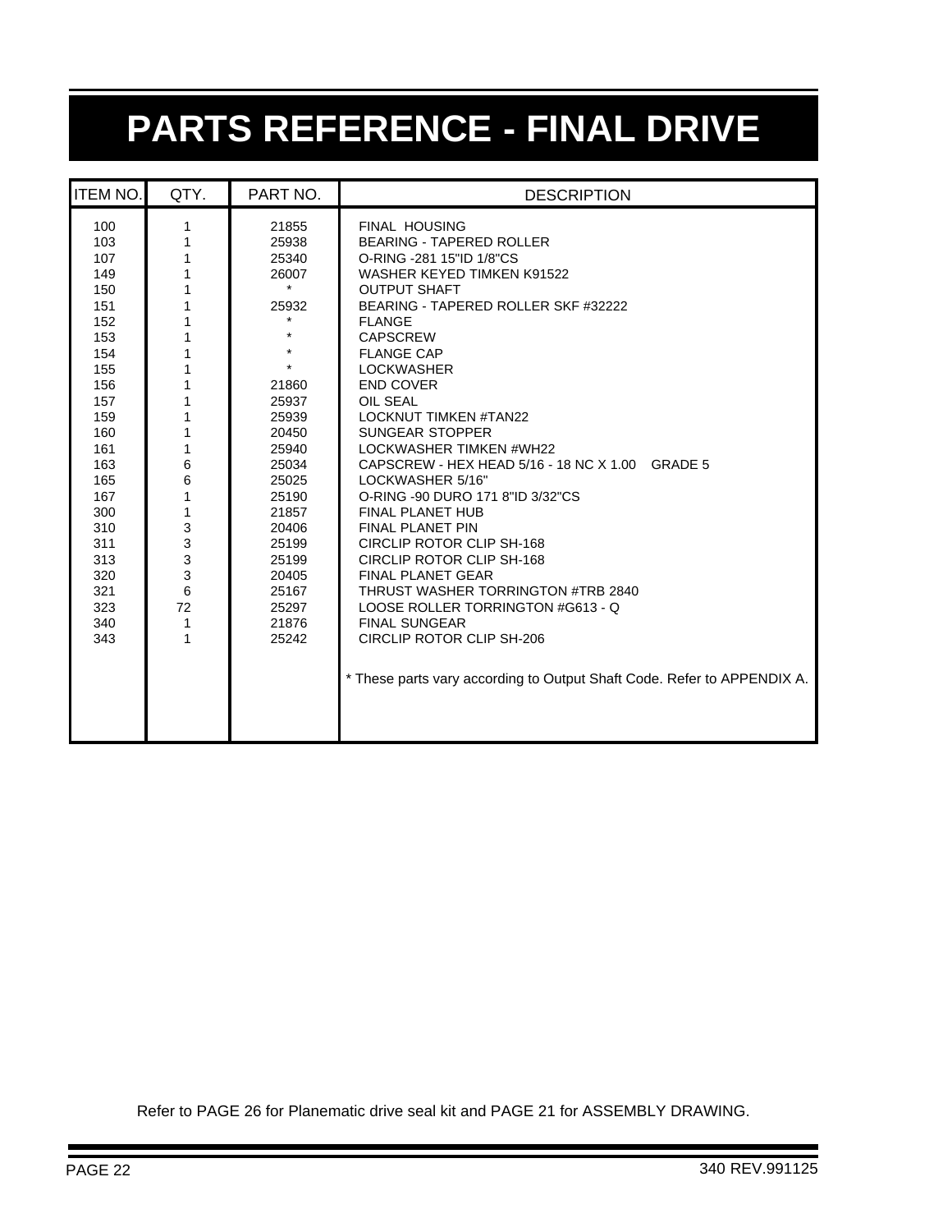# PARTS REFERENCE - FINAL DRIVE

| ITEM NO. | QTY. | PART NO. | DESCRIPTION |
|---|---|---|---|
| 100 | 1 | 21855 | FINAL HOUSING |
| 103 | 1 | 25938 | BEARING - TAPERED ROLLER |
| 107 | 1 | 25340 | O-RING -281 15"ID 1/8"CS |
| 149 | 1 | 26007 | WASHER KEYED TIMKEN K91522 |
| 150 | 1 | * | OUTPUT SHAFT |
| 151 | 1 | 25932 | BEARING - TAPERED ROLLER SKF #32222 |
| 152 | 1 | * | FLANGE |
| 153 | 1 | * | CAPSCREW |
| 154 | 1 | * | FLANGE CAP |
| 155 | 1 | * | LOCKWASHER |
| 156 | 1 | 21860 | END COVER |
| 157 | 1 | 25937 | OIL SEAL |
| 159 | 1 | 25939 | LOCKNUT TIMKEN #TAN22 |
| 160 | 1 | 20450 | SUNGEAR STOPPER |
| 161 | 1 | 25940 | LOCKWASHER TIMKEN #WH22 |
| 163 | 6 | 25034 | CAPSCREW - HEX HEAD 5/16 - 18 NC X 1.00 GRADE 5 |
| 165 | 6 | 25025 | LOCKWASHER 5/16" |
| 167 | 1 | 25190 | O-RING -90 DURO 171 8"ID 3/32"CS |
| 300 | 1 | 21857 | FINAL PLANET HUB |
| 310 | 3 | 20406 | FINAL PLANET PIN |
| 311 | 3 | 25199 | CIRCLIP ROTOR CLIP SH-168 |
| 313 | 3 | 25199 | CIRCLIP ROTOR CLIP SH-168 |
| 320 | 3 | 20405 | FINAL PLANET GEAR |
| 321 | 6 | 25167 | THRUST WASHER TORRINGTON #TRB 2840 |
| 323 | 72 | 25297 | LOOSE ROLLER TORRINGTON #G613 - Q |
| 340 | 1 | 21876 | FINAL SUNGEAR |
| 343 | 1 | 25242 | CIRCLIP ROTOR CLIP SH-206 |

* These parts vary according to Output Shaft Code. Refer to APPENDIX A.

Refer to PAGE 26 for Planematic drive seal kit and PAGE 21 for ASSEMBLY DRAWING.

340 REV.991125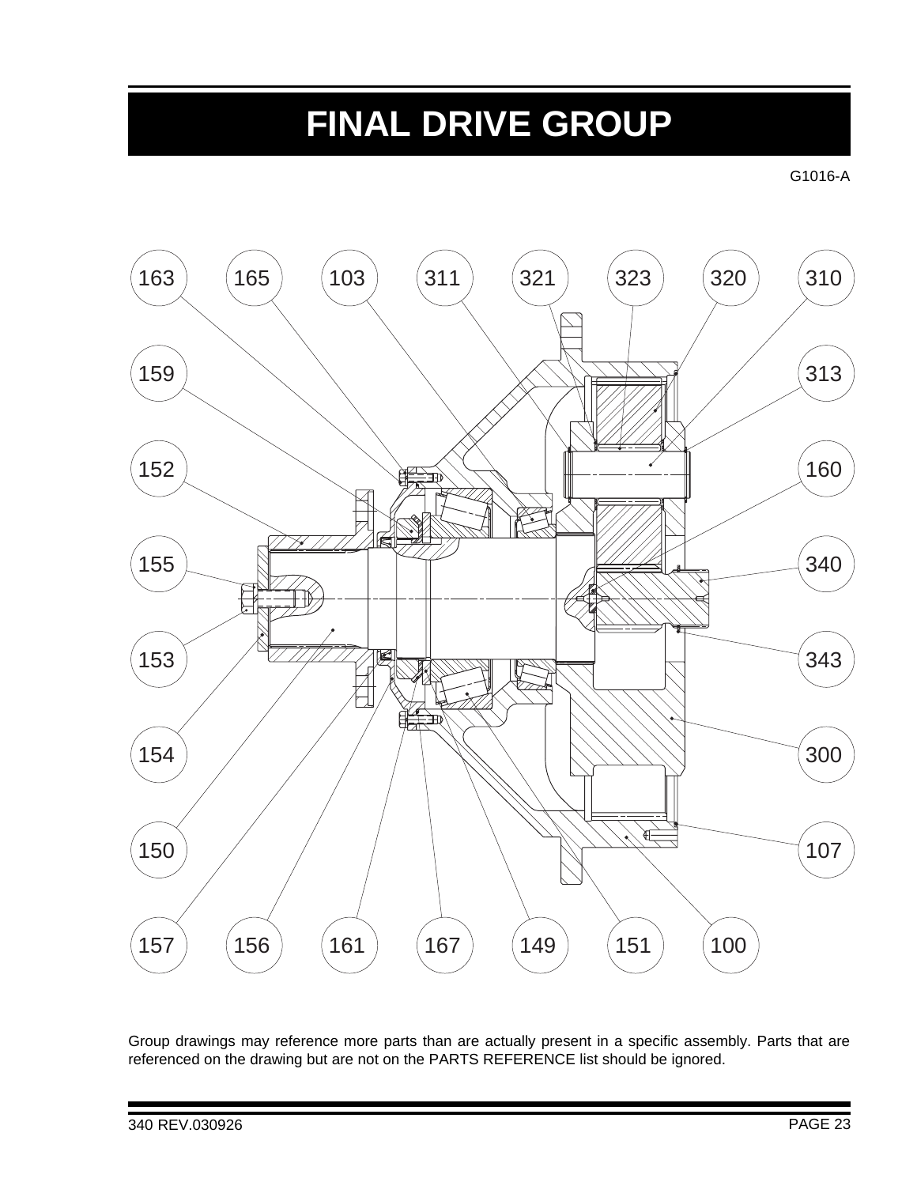# FINAL DRIVE GROUP

G1016-A

163 165 103 311 321 323 320 310

159 313

152 160

155 340

153 343

154 300

150 107

157 156 161 167 149 151 100

Group drawings may reference more parts than are actually present in a specific assembly. Parts that are referenced on the drawing but are not on the PARTS REFERENCE list should be ignored.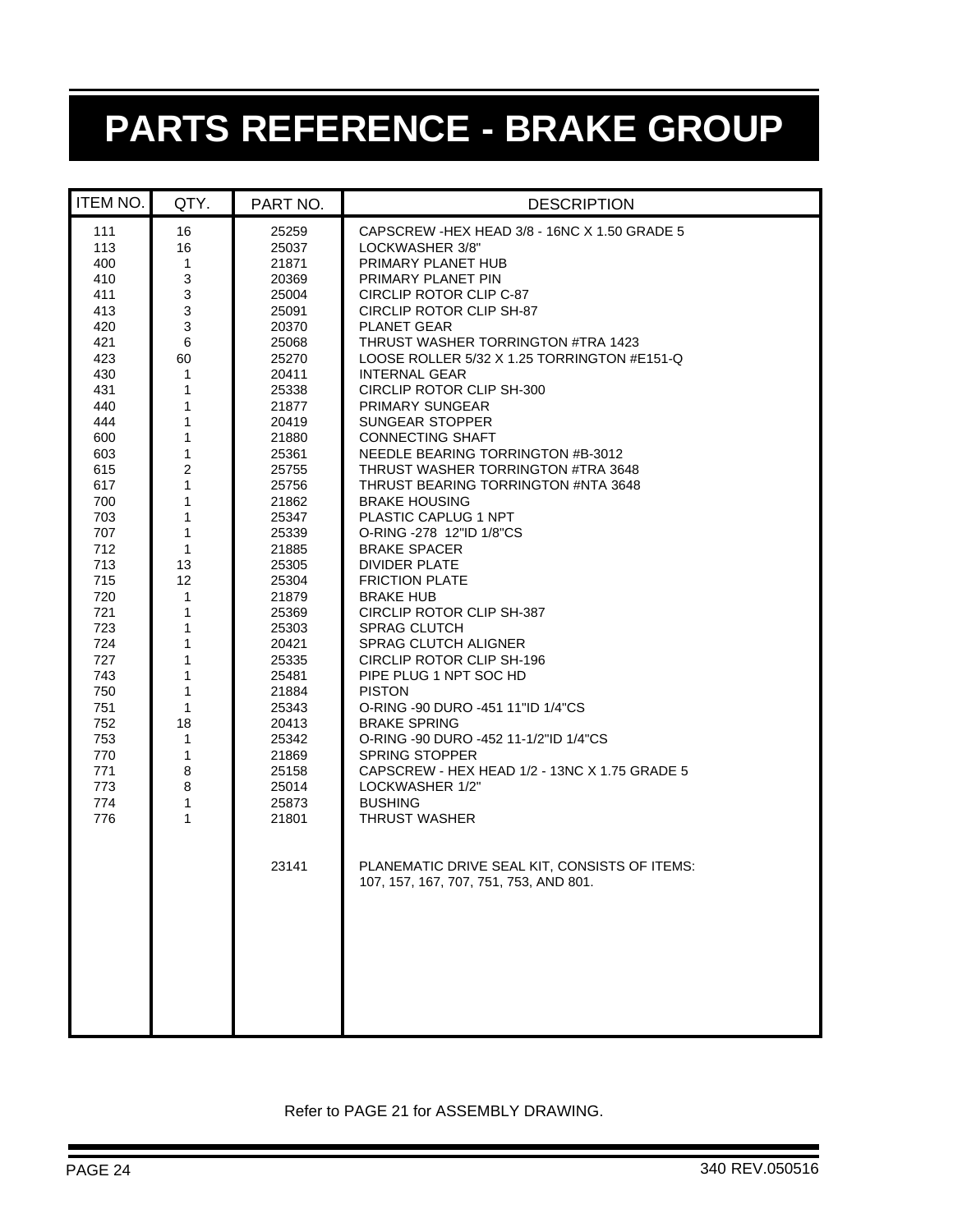# PARTS REFERENCE - BRAKE GROUP

| ITEM NO. | QTY. | PART NO. | DESCRIPTION |
|---|---|---|---|
| 111 | 16 | 25259 | CAPSCREW -HEX HEAD 3/8 - 16NC X 1.50 GRADE 5 |
| 113 | 16 | 25037 | LOCKWASHER 3/8" |
| 400 | 1 | 21871 | PRIMARY PLANET HUB |
| 410 | 3 | 20369 | PRIMARY PLANET PIN |
| 411 | 3 | 25004 | CIRCLIP ROTOR CLIP C-87 |
| 413 | 3 | 25091 | CIRCLIP ROTOR CLIP SH-87 |
| 420 | 3 | 20370 | PLANET GEAR |
| 421 | 6 | 25068 | THRUST WASHER TORRINGTON #TRA 1423 |
| 423 | 60 | 25270 | LOOSE ROLLER 5/32 X 1.25 TORRINGTON #E151-Q |
| 430 | 1 | 20411 | INTERNAL GEAR |
| 431 | 1 | 25338 | CIRCLIP ROTOR CLIP SH-300 |
| 440 | 1 | 21877 | PRIMARY SUNGEAR |
| 444 | 1 | 20419 | SUNGEAR STOPPER |
| 600 | 1 | 21880 | CONNECTING SHAFT |
| 603 | 1 | 25361 | NEEDLE BEARING TORRINGTON #B-3012 |
| 615 | 2 | 25755 | THRUST WASHER TORRINGTON #TRA 3648 |
| 617 | 1 | 25756 | THRUST BEARING TORRINGTON #NTA 3648 |
| 700 | 1 | 21862 | BRAKE HOUSING |
| 703 | 1 | 25347 | PLASTIC CAPLUG 1 NPT |
| 707 | 1 | 25339 | O-RING -278 12"ID 1/8"CS |
| 712 | 1 | 21885 | BRAKE SPACER |
| 713 | 13 | 25305 | DIVIDER PLATE |
| 715 | 12 | 25304 | FRICTION PLATE |
| 720 | 1 | 21879 | BRAKE HUB |
| 721 | 1 | 25369 | CIRCLIP ROTOR CLIP SH-387 |
| 723 | 1 | 25303 | SPRAG CLUTCH |
| 724 | 1 | 20421 | SPRAG CLUTCH ALIGNER |
| 727 | 1 | 25335 | CIRCLIP ROTOR CLIP SH-196 |
| 743 | 1 | 25481 | PIPE PLUG 1 NPT SOC HD |
| 750 | 1 | 21884 | PISTON |
| 751 | 1 | 25343 | O-RING -90 DURO -451 11"ID 1/4"CS |
| 752 | 18 | 20413 | BRAKE SPRING |
| 753 | 1 | 25342 | O-RING -90 DURO -452 11-1/2"ID 1/4"CS |
| 770 | 1 | 21869 | SPRING STOPPER |
| 771 | 8 | 25158 | CAPSCREW - HEX HEAD 1/2 - 13NC X 1.75 GRADE 5 |
| 773 | 8 | 25014 | LOCKWASHER 1/2" |
| 774 | 1 | 25873 | BUSHING |
| 776 | 1 | 21801 | THRUST WASHER |
| | | 23141 | PLANEMATIC DRIVE SEAL KIT, CONSISTS OF ITEMS: 107, 157, 167, 707, 751, 753, AND 801. |

Refer to PAGE 21 for ASSEMBLY DRAWING.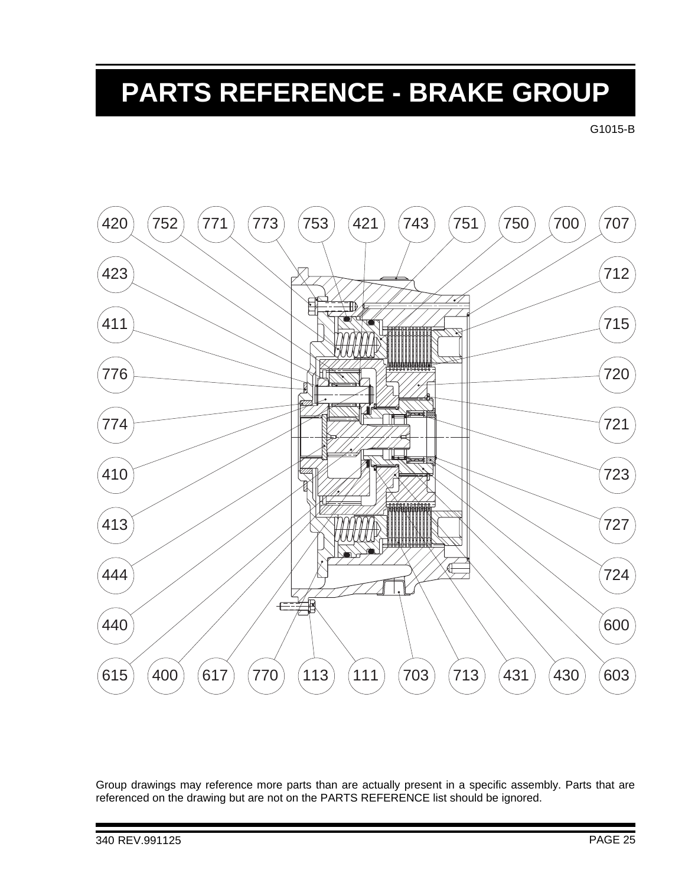# PARTS REFERENCE - BRAKE GROUP

G1015-B

420 752 771 773 753 421 743 751 750 700 707

423 712

411 715

776 720

774 721

410 723

413 727

444 724

440 600

615 400 617 770 113 111 703 713 431 430 603

Group drawings may reference more parts than are actually present in a specific assembly. Parts that are referenced on the drawing but are not on the PARTS REFERENCE list should be ignored.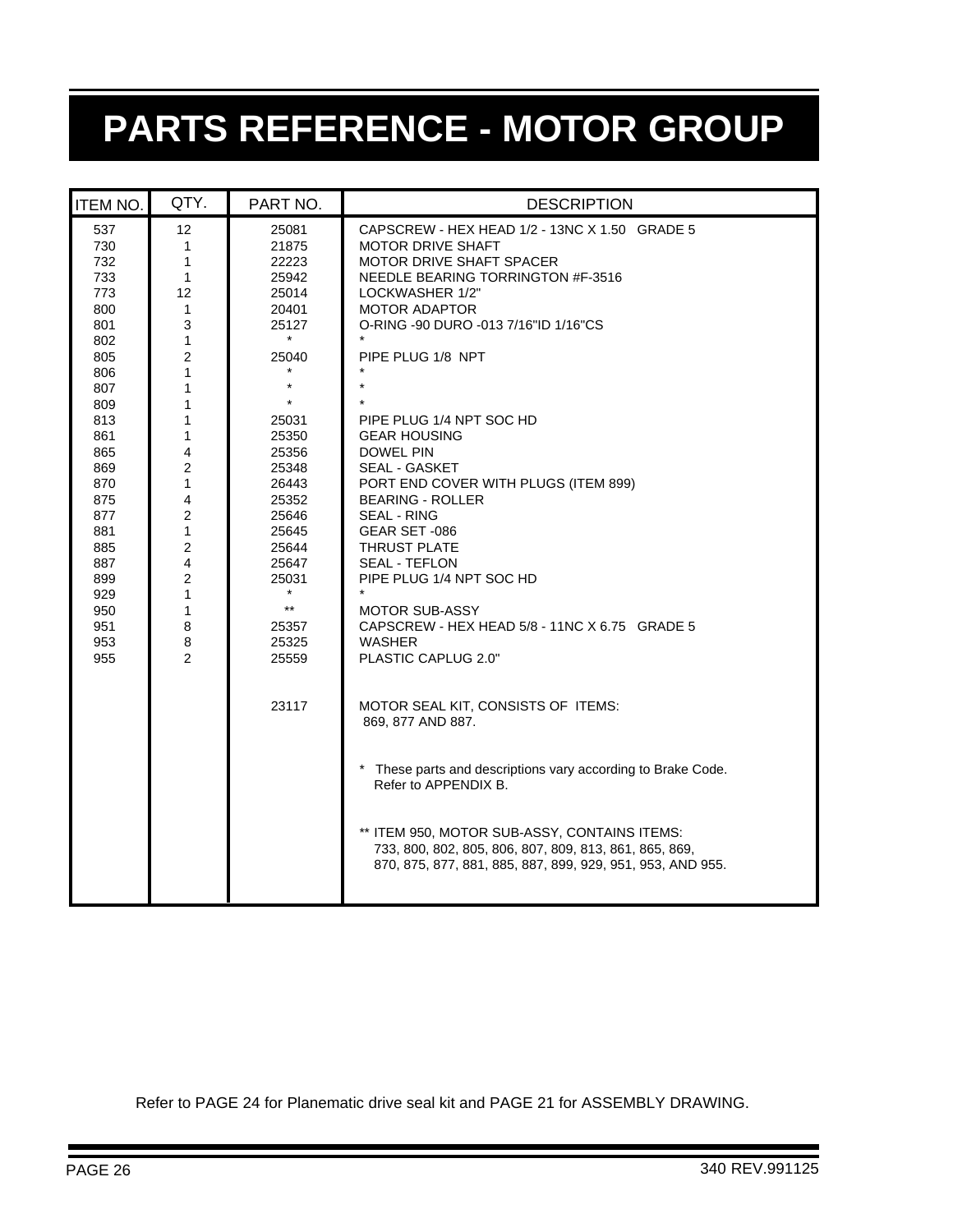# PARTS REFERENCE - MOTOR GROUP

| ITEM NO. | QTY. | PART NO. | DESCRIPTION |
|---|---|---|---|
| 537 | 12 | 25081 | CAPSCREW - HEX HEAD 1/2 - 13NC X 1.50 GRADE 5 |
| 730 | 1 | 21875 | MOTOR DRIVE SHAFT |
| 732 | 1 | 22223 | MOTOR DRIVE SHAFT SPACER |
| 733 | 1 | 25942 | NEEDLE BEARING TORRINGTON #F-3516 |
| 773 | 12 | 25014 | LOCKWASHER 1/2" |
| 800 | 1 | 20401 | MOTOR ADAPTOR |
| 801 | 3 | 25127 | O-RING -90 DURO -013 7/16"ID 1/16"CS |
| 802 | 1 | * | * |
| 805 | 2 | 25040 | PIPE PLUG 1/8 NPT |
| 806 | 1 | * | * |
| 807 | 1 | * | * |
| 809 | 1 | * | * |
| 813 | 1 | 25031 | PIPE PLUG 1/4 NPT SOC HD |
| 861 | 1 | 25350 | GEAR HOUSING |
| 865 | 4 | 25356 | DOWEL PIN |
| 869 | 2 | 25348 | SEAL - GASKET |
| 870 | 1 | 26443 | PORT END COVER WITH PLUGS (ITEM 899) |
| 875 | 4 | 25352 | BEARING - ROLLER |
| 877 | 2 | 25646 | SEAL - RING |
| 881 | 1 | 25645 | GEAR SET -086 |
| 885 | 2 | 25644 | THRUST PLATE |
| 887 | 4 | 25647 | SEAL - TEFLON |
| 899 | 2 | 25031 | PIPE PLUG 1/4 NPT SOC HD |
| 929 | 1 | * | * |
| 950 | 1 | ** | MOTOR SUB-ASSY |
| 951 | 8 | 25357 | CAPSCREW - HEX HEAD 5/8 - 11NC X 6.75 GRADE 5 |
| 953 | 8 | 25325 | WASHER |
| 955 | 2 | 25559 | PLASTIC CAPLUG 2.0" |
| | | 23117 | MOTOR SEAL KIT, CONSISTS OF ITEMS: 869, 877 AND 887. |
| | | | * These parts and descriptions vary according to Brake Code. Refer to APPENDIX B. |
| | | | ** ITEM 950, MOTOR SUB-ASSY, CONTAINS ITEMS: 733, 800, 802, 805, 806, 807, 809, 813, 861, 865, 869, 870, 875, 877, 881, 885, 887, 899, 929, 951, 953, AND 955. |

Refer to PAGE 24 for Planematic drive seal kit and PAGE 21 for ASSEMBLY DRAWING.

340 REV.991125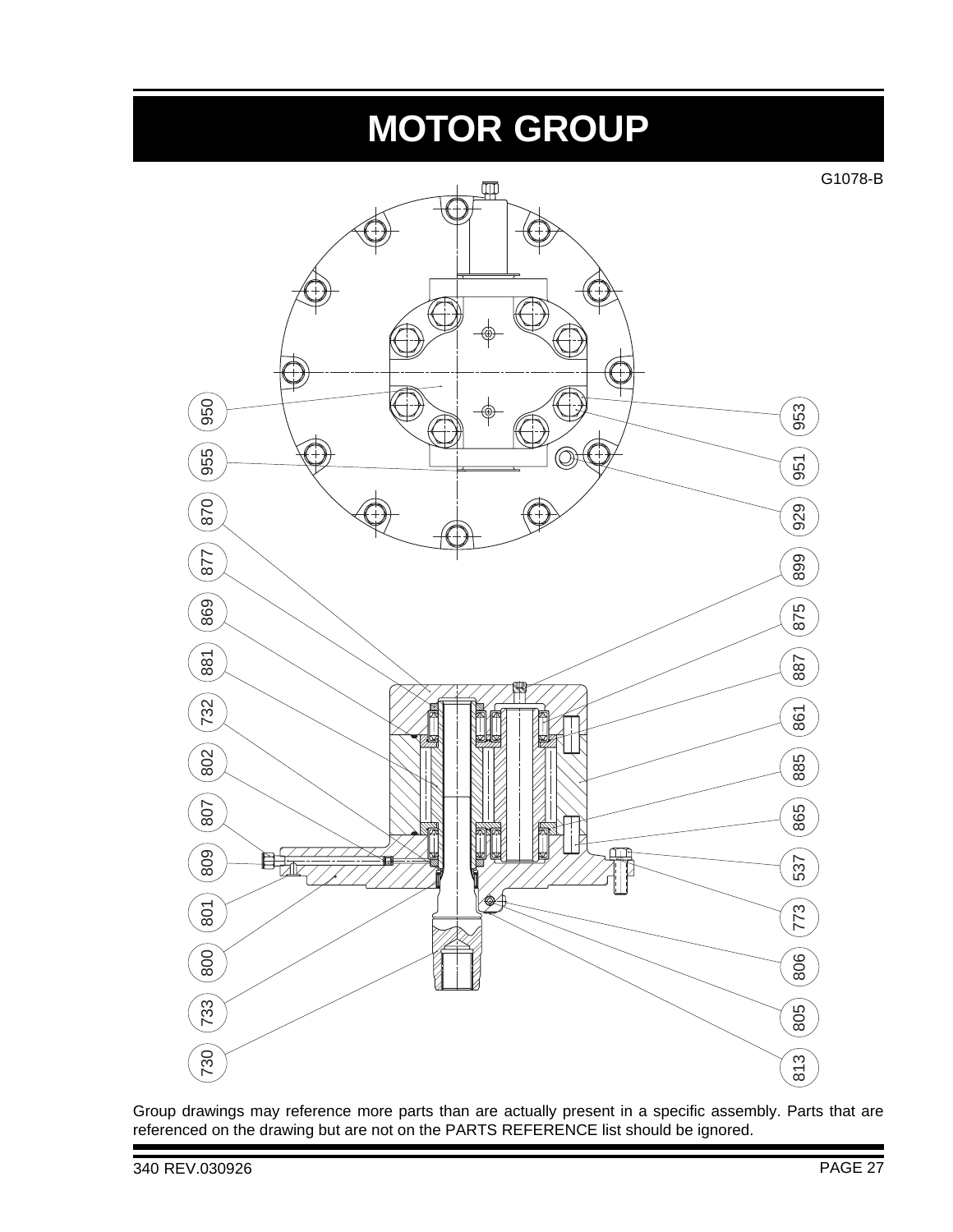# MOTOR GROUP

G1078-B

950, 955, 870, 877, 869, 881, 732, 802, 807, 809, 801, 800, 733, 730

953, 951, 929, 899, 875, 887, 861, 885, 865, 537, 773, 806, 805, 813

Group drawings may reference more parts than are actually present in a specific assembly. Parts that are referenced on the drawing but are not on the PARTS REFERENCE list should be ignored.

340 REV.030926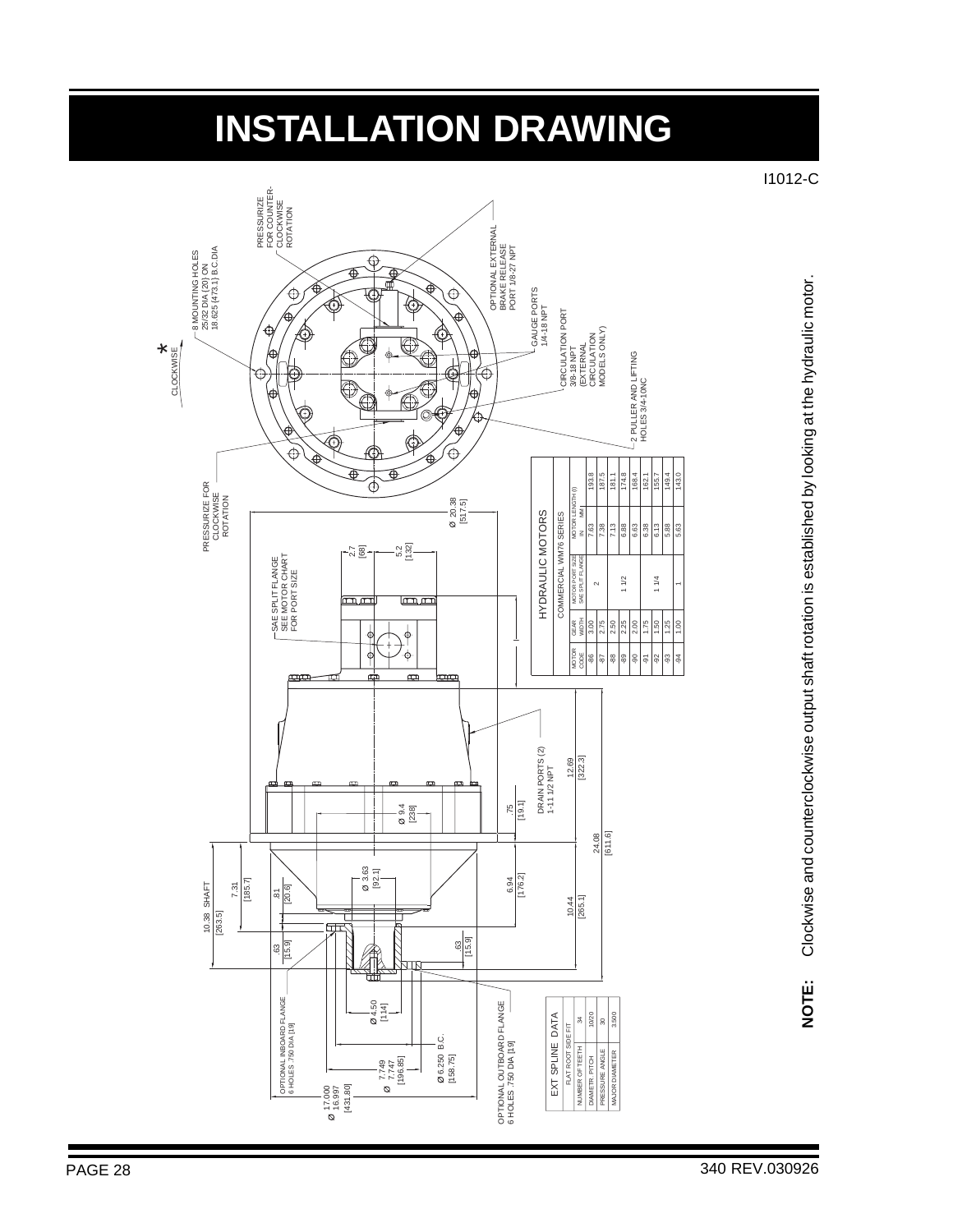# INSTALLATION DRAWING

I1012-C

CLOWCKWISE *

8 MOUNTING HOLES 25/32 DIA [20] ON 18.625 [473.1] B.C.DIA

PRESSURIZE FOR COUNTER-CLOCKWISE ROTATION

OPTIONAL EXTERNAL BRAKE RELEASE PORT 1/8-27 NPT

GAUGE PORTS 1/4-18 NPT

CIRCULATION PORT 3/8-18 NPT (EXTERNAL CIRCULATION MODELS ONLY)

2 PULLER AND LIFTING HOLES 3/4-10NC

PRESSURIZE FOR CLOCKWISE ROTATION

SAE SPLIT FLANGE SEE MOTOR CHART FOR PORT SIZE

2.7 [68]

5.2 [132]

Ø 20.38 [517.5]

DRAIN PORTS (2) 1-11 1/2 NPT

.75 [19.1]

Ø 9.4 [238]

12.69 [322.3]

24.08 [611.6]

10.38 SHAFT [263.5]

7.31 [185.7]

.81 [20.6]

Ø 3.63 [92.1]

6.94 [176.2]

10.44 [265.1]

.63 [15.9]

.63 [15.9]

OPTIONAL INBOARD FLANGE 6 HOLES .750 DIA [19]

Ø 4.50 [114]

Ø 17.000 16.997 [431.80]

Ø 7.749 7.747 [196.85]

Ø 6.250 B.C. [158.75]

OPTIONAL OUTBOARD FLANGE 6 HOLES .750 DIA [19]

| HYDRAULIC MOTORS | | | | |
|---|---|---|---|---|
| COMMERCIAL WM76 SERIES | | | | |
| MOTOR CODE | GEAR WIDTH | MOTOR PORT SIZE SAE SPLIT FLANGE | MOTOR LENGTH (I) IN | MM |
| -86 | 3.00 | 2 | 7.63 | 193.8 |
| -87 | 2.75 | | 7.38 | 187.5 |
| -88 | 2.50 | 1 1/2 | 7.13 | 181.1 |
| -89 | 2.25 | | 6.88 | 174.8 |
| -90 | 2.00 | | 6.63 | 168.4 |
| -91 | 1.75 | 1 1/4 | 6.38 | 162.1 |
| -92 | 1.50 | | 6.13 | 155.7 |
| -93 | 1.25 | 1 | 5.88 | 149.4 |
| -94 | 1.00 | | 5.63 | 143.0 |

| EXT SPLINE DATA | |
|---|---|
| FLAT ROOT SIDE FIT | |
| NUMBER OF TEETH | 34 |
| DIAMETR. PITCH | 10/20 |
| PRESSURE ANGLE | 30 |
| MAJOR DIAMETER | 3.500 |

**NOTE:** Clockwise and counterclockwise output shaft rotation is established by looking at the hydraulic motor.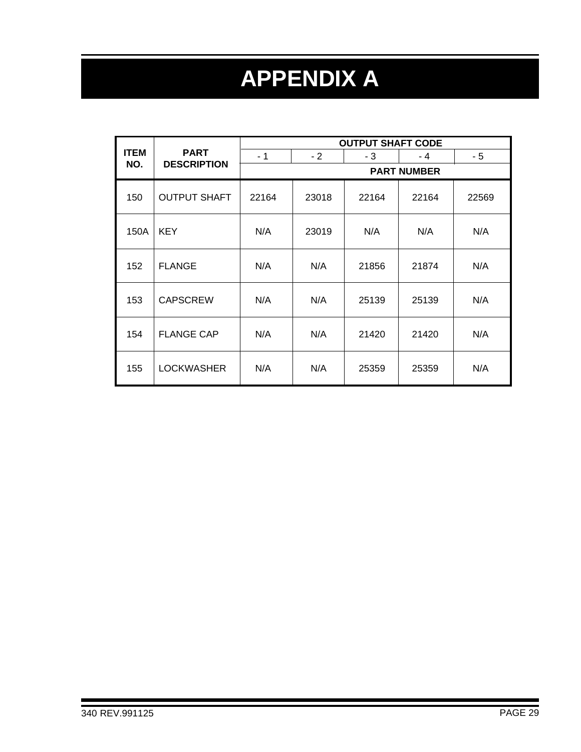# APPENDIX A

| ITEM NO. | PART DESCRIPTION | OUTPUT SHAFT CODE | | | | |
|---|---|---|---|---|---|---|
| | | - 1 | - 2 | - 3 | - 4 | - 5 |
| | | PART NUMBER | | | | |
| 150 | OUTPUT SHAFT | 22164 | 23018 | 22164 | 22164 | 22569 |
| 150A | KEY | N/A | 23019 | N/A | N/A | N/A |
| 152 | FLANGE | N/A | N/A | 21856 | 21874 | N/A |
| 153 | CAPSCREW | N/A | N/A | 25139 | 25139 | N/A |
| 154 | FLANGE CAP | N/A | N/A | 21420 | 21420 | N/A |
| 155 | LOCKWASHER | N/A | N/A | 25359 | 25359 | N/A |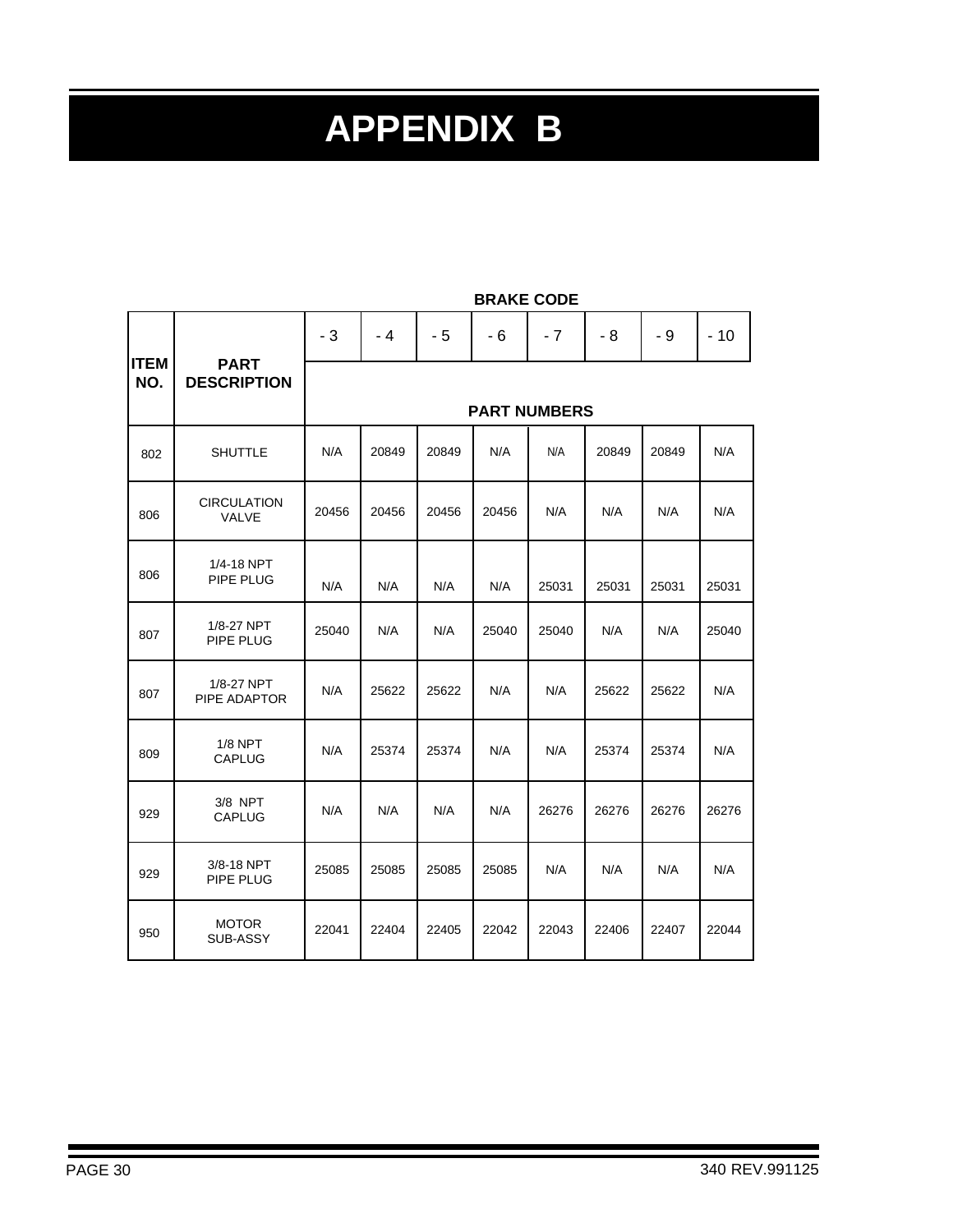# APPENDIX B

| ITEM NO. | PART DESCRIPTION | BRAKE CODE | | | | | | | |
|---|---|---|---|---|---|---|---|---|---|
| | | - 3 | - 4 | - 5 | - 6 | - 7 | - 8 | - 9 | - 10 |
| | | PART NUMBERS | | | | | | | |
| 802 | SHUTTLE | N/A | 20849 | 20849 | N/A | N/A | 20849 | 20849 | N/A |
| 806 | CIRCULATION VALVE | 20456 | 20456 | 20456 | 20456 | N/A | N/A | N/A | N/A |
| 806 | 1/4-18 NPT PIPE PLUG | N/A | N/A | N/A | N/A | 25031 | 25031 | 25031 | 25031 |
| 807 | 1/8-27 NPT PIPE PLUG | 25040 | N/A | N/A | 25040 | 25040 | N/A | N/A | 25040 |
| 807 | 1/8-27 NPT PIPE ADAPTOR | N/A | 25622 | 25622 | N/A | N/A | 25622 | 25622 | N/A |
| 809 | 1/8 NPT CAPLUG | N/A | 25374 | 25374 | N/A | N/A | 25374 | 25374 | N/A |
| 929 | 3/8 NPT CAPLUG | N/A | N/A | N/A | N/A | 26276 | 26276 | 26276 | 26276 |
| 929 | 3/8-18 NPT PIPE PLUG | 25085 | 25085 | 25085 | 25085 | N/A | N/A | N/A | N/A |
| 950 | MOTOR SUB-ASSY | 22041 | 22404 | 22405 | 22042 | 22043 | 22406 | 22407 | 22044 |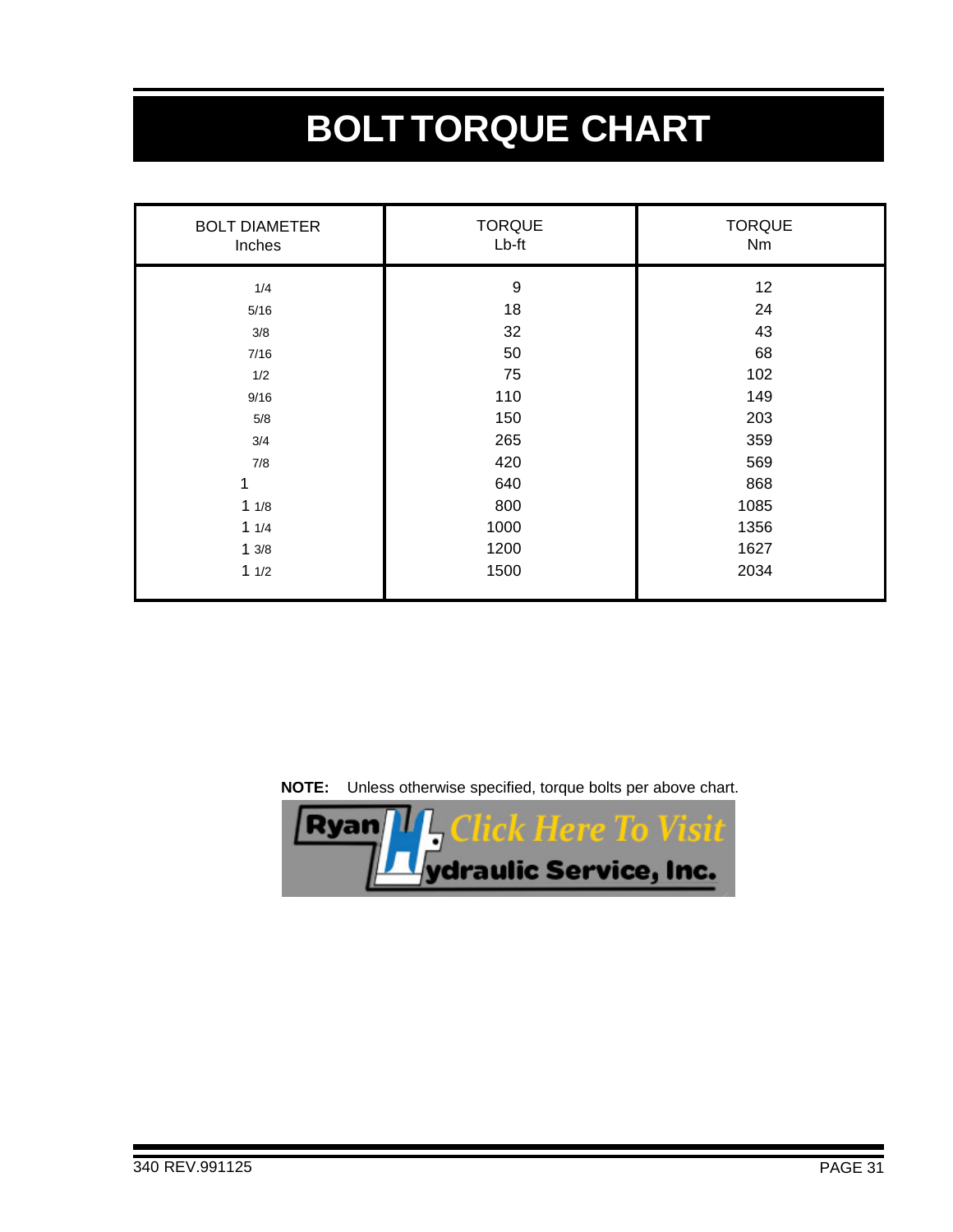# BOLT TORQUE CHART

| BOLT DIAMETER Inches | TORQUE Lb-ft | TORQUE Nm |
|---|---|---|
| 1/4 | 9 | 12 |
| 5/16 | 18 | 24 |
| 3/8 | 32 | 43 |
| 7/16 | 50 | 68 |
| 1/2 | 75 | 102 |
| 9/16 | 110 | 149 |
| 5/8 | 150 | 203 |
| 3/4 | 265 | 359 |
| 7/8 | 420 | 569 |
| 1 | 640 | 868 |
| 1 1/8 | 800 | 1085 |
| 1 1/4 | 1000 | 1356 |
| 1 3/8 | 1200 | 1627 |
| 1 1/2 | 1500 | 2034 |

**NOTE:** Unless otherwise specified, torque bolts per above chart.

Ryan Hydraulic Service, Inc. Click Here To Visit

340 REV.991125